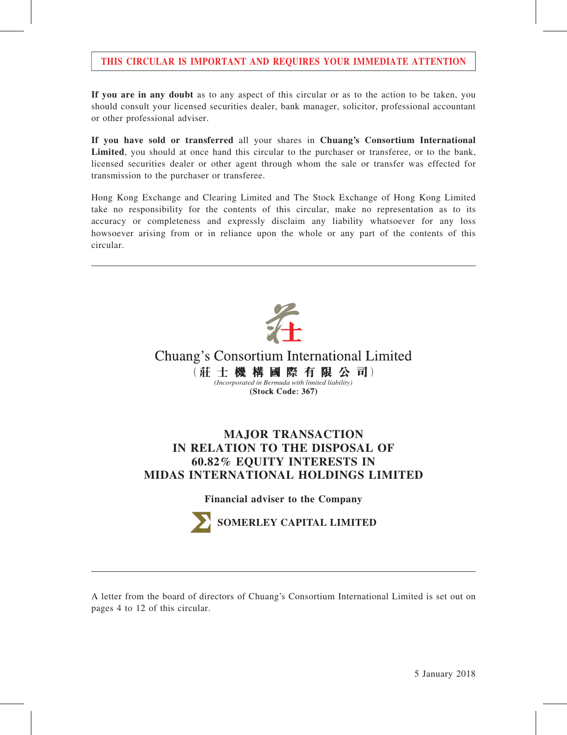**THIS CIRCULAR IS IMPORTANT AND REQUIRES YOUR IMMEDIATE ATTENTION**

**If you are in any doubt** as to any aspect of this circular or as to the action to be taken, you should consult your licensed securities dealer, bank manager, solicitor, professional accountant or other professional adviser.

**If you have sold or transferred** all your shares in **Chuang's Consortium International Limited**, you should at once hand this circular to the purchaser or transferee, or to the bank, licensed securities dealer or other agent through whom the sale or transfer was effected for transmission to the purchaser or transferee.

Hong Kong Exchange and Clearing Limited and The Stock Exchange of Hong Kong Limited take no responsibility for the contents of this circular, make no representation as to its accuracy or completeness and expressly disclaim any liability whatsoever for any loss howsoever arising from or in reliance upon the whole or any part of the contents of this circular.

---

Chuang's Consortium International Limited

（莊 士 機 構 國 際 有 限 公 司）

*(Incorporated in Bermuda with limited liability)*

**(Stock Code: 367)**

# MAJOR TRANSACTION IN RELATION TO THE DISPOSAL OF 60.82% EQUITY INTERESTS IN MIDAS INTERNATIONAL HOLDINGS LIMITED

**Financial adviser to the Company**

**SOMERLEY CAPITAL LIMITED**

---

A letter from the board of directors of Chuang's Consortium International Limited is set out on pages 4 to 12 of this circular.

5 January 2018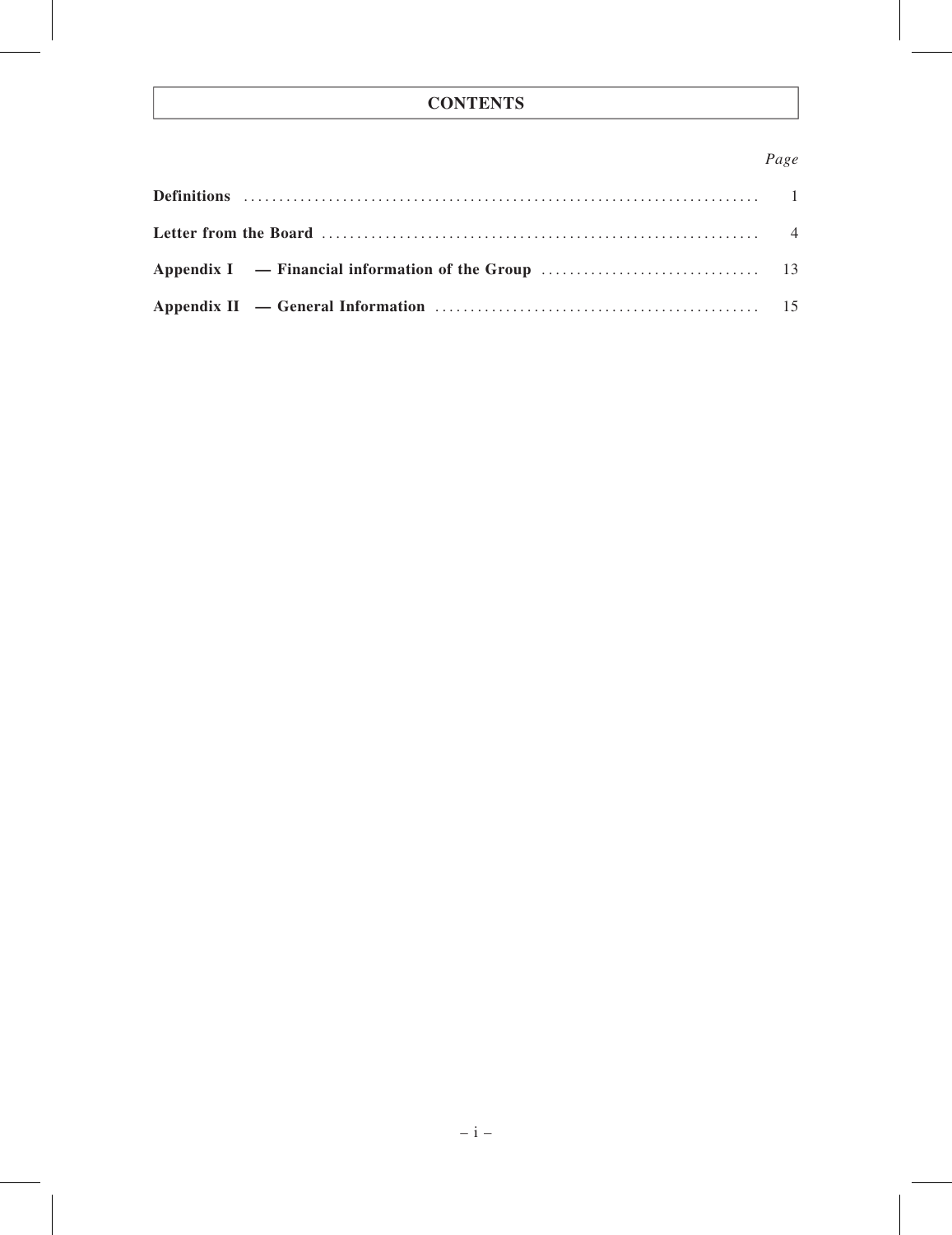# CONTENTS

| | Page |
|---|---|
| **Definitions** | 1 |
| **Letter from the Board** | 4 |
| **Appendix I — Financial information of the Group** | 13 |
| **Appendix II — General Information** | 15 |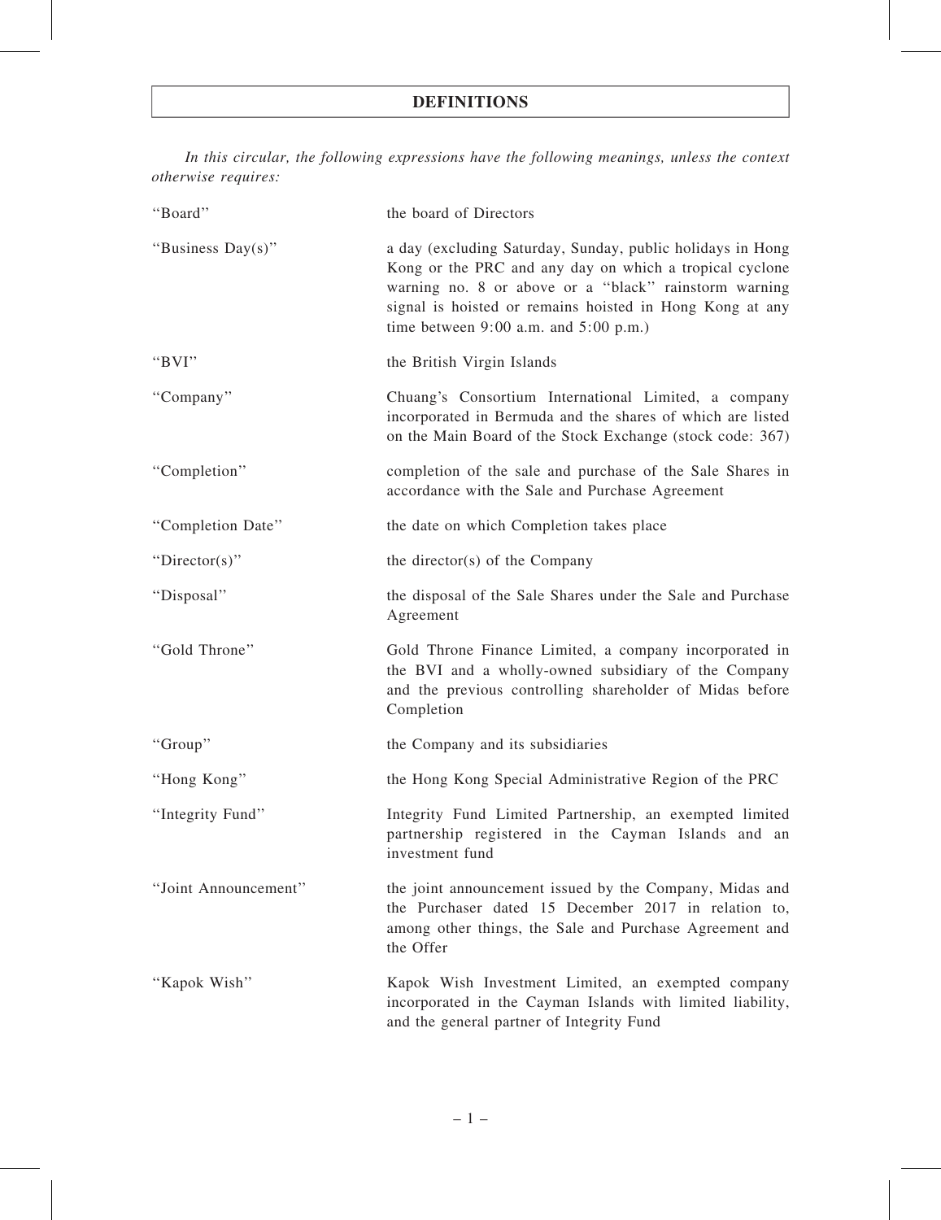# DEFINITIONS

*In this circular, the following expressions have the following meanings, unless the context otherwise requires:*

| | |
|---|---|
| "Board" | the board of Directors |
| "Business Day(s)" | a day (excluding Saturday, Sunday, public holidays in Hong Kong or the PRC and any day on which a tropical cyclone warning no. 8 or above or a "black" rainstorm warning signal is hoisted or remains hoisted in Hong Kong at any time between 9:00 a.m. and 5:00 p.m.) |
| "BVI" | the British Virgin Islands |
| "Company" | Chuang's Consortium International Limited, a company incorporated in Bermuda and the shares of which are listed on the Main Board of the Stock Exchange (stock code: 367) |
| "Completion" | completion of the sale and purchase of the Sale Shares in accordance with the Sale and Purchase Agreement |
| "Completion Date" | the date on which Completion takes place |
| "Director(s)" | the director(s) of the Company |
| "Disposal" | the disposal of the Sale Shares under the Sale and Purchase Agreement |
| "Gold Throne" | Gold Throne Finance Limited, a company incorporated in the BVI and a wholly-owned subsidiary of the Company and the previous controlling shareholder of Midas before Completion |
| "Group" | the Company and its subsidiaries |
| "Hong Kong" | the Hong Kong Special Administrative Region of the PRC |
| "Integrity Fund" | Integrity Fund Limited Partnership, an exempted limited partnership registered in the Cayman Islands and an investment fund |
| "Joint Announcement" | the joint announcement issued by the Company, Midas and the Purchaser dated 15 December 2017 in relation to, among other things, the Sale and Purchase Agreement and the Offer |
| "Kapok Wish" | Kapok Wish Investment Limited, an exempted company incorporated in the Cayman Islands with limited liability, and the general partner of Integrity Fund |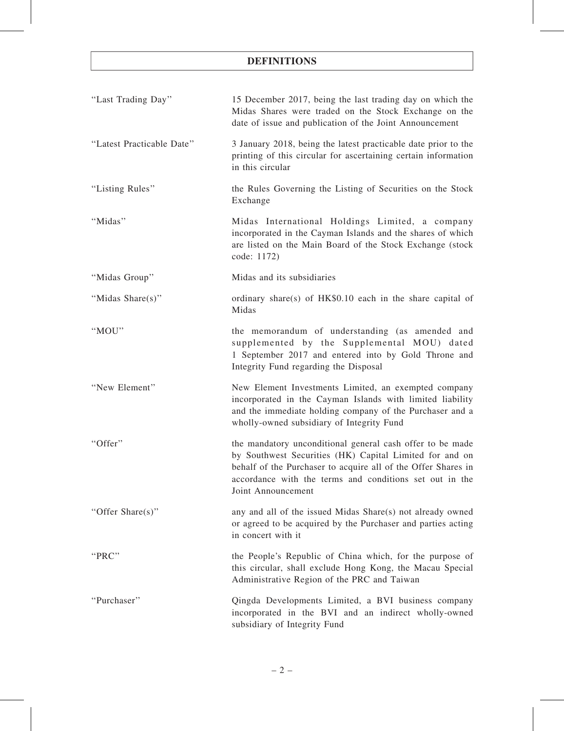# DEFINITIONS

| | |
|---|---|
| "Last Trading Day" | 15 December 2017, being the last trading day on which the Midas Shares were traded on the Stock Exchange on the date of issue and publication of the Joint Announcement |
| "Latest Practicable Date" | 3 January 2018, being the latest practicable date prior to the printing of this circular for ascertaining certain information in this circular |
| "Listing Rules" | the Rules Governing the Listing of Securities on the Stock Exchange |
| "Midas" | Midas International Holdings Limited, a company incorporated in the Cayman Islands and the shares of which are listed on the Main Board of the Stock Exchange (stock code: 1172) |
| "Midas Group" | Midas and its subsidiaries |
| "Midas Share(s)" | ordinary share(s) of HK$0.10 each in the share capital of Midas |
| "MOU" | the memorandum of understanding (as amended and supplemented by the Supplemental MOU) dated 1 September 2017 and entered into by Gold Throne and Integrity Fund regarding the Disposal |
| "New Element" | New Element Investments Limited, an exempted company incorporated in the Cayman Islands with limited liability and the immediate holding company of the Purchaser and a wholly-owned subsidiary of Integrity Fund |
| "Offer" | the mandatory unconditional general cash offer to be made by Southwest Securities (HK) Capital Limited for and on behalf of the Purchaser to acquire all of the Offer Shares in accordance with the terms and conditions set out in the Joint Announcement |
| "Offer Share(s)" | any and all of the issued Midas Share(s) not already owned or agreed to be acquired by the Purchaser and parties acting in concert with it |
| "PRC" | the People's Republic of China which, for the purpose of this circular, shall exclude Hong Kong, the Macau Special Administrative Region of the PRC and Taiwan |
| "Purchaser" | Qingda Developments Limited, a BVI business company incorporated in the BVI and an indirect wholly-owned subsidiary of Integrity Fund |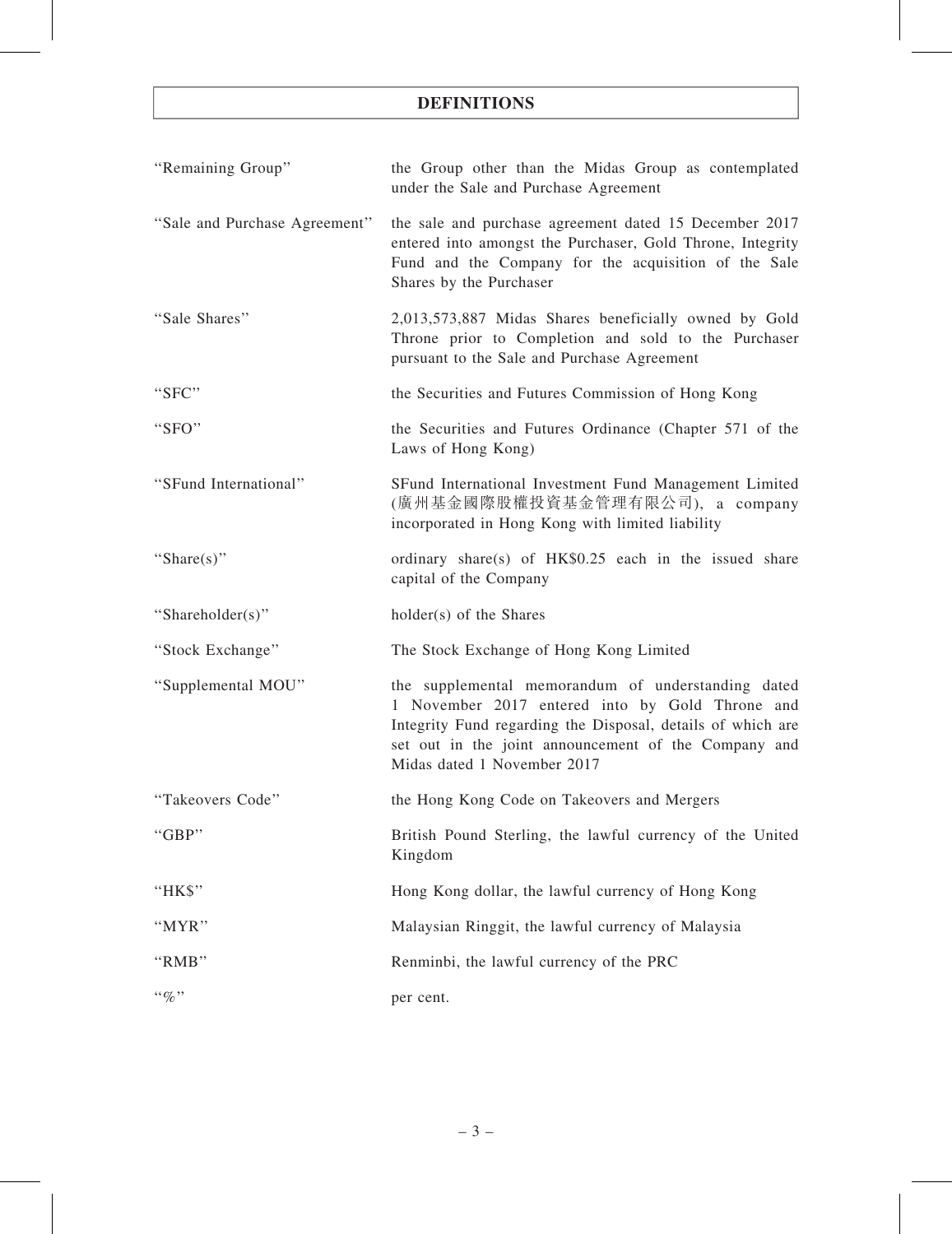# DEFINITIONS

| | |
|---|---|
| "Remaining Group" | the Group other than the Midas Group as contemplated under the Sale and Purchase Agreement |
| "Sale and Purchase Agreement" | the sale and purchase agreement dated 15 December 2017 entered into amongst the Purchaser, Gold Throne, Integrity Fund and the Company for the acquisition of the Sale Shares by the Purchaser |
| "Sale Shares" | 2,013,573,887 Midas Shares beneficially owned by Gold Throne prior to Completion and sold to the Purchaser pursuant to the Sale and Purchase Agreement |
| "SFC" | the Securities and Futures Commission of Hong Kong |
| "SFO" | the Securities and Futures Ordinance (Chapter 571 of the Laws of Hong Kong) |
| "SFund International" | SFund International Investment Fund Management Limited (廣州基金國際股權投資基金管理有限公司), a company incorporated in Hong Kong with limited liability |
| "Share(s)" | ordinary share(s) of HK$0.25 each in the issued share capital of the Company |
| "Shareholder(s)" | holder(s) of the Shares |
| "Stock Exchange" | The Stock Exchange of Hong Kong Limited |
| "Supplemental MOU" | the supplemental memorandum of understanding dated 1 November 2017 entered into by Gold Throne and Integrity Fund regarding the Disposal, details of which are set out in the joint announcement of the Company and Midas dated 1 November 2017 |
| "Takeovers Code" | the Hong Kong Code on Takeovers and Mergers |
| "GBP" | British Pound Sterling, the lawful currency of the United Kingdom |
| "HK$" | Hong Kong dollar, the lawful currency of Hong Kong |
| "MYR" | Malaysian Ringgit, the lawful currency of Malaysia |
| "RMB" | Renminbi, the lawful currency of the PRC |
| "%" | per cent. |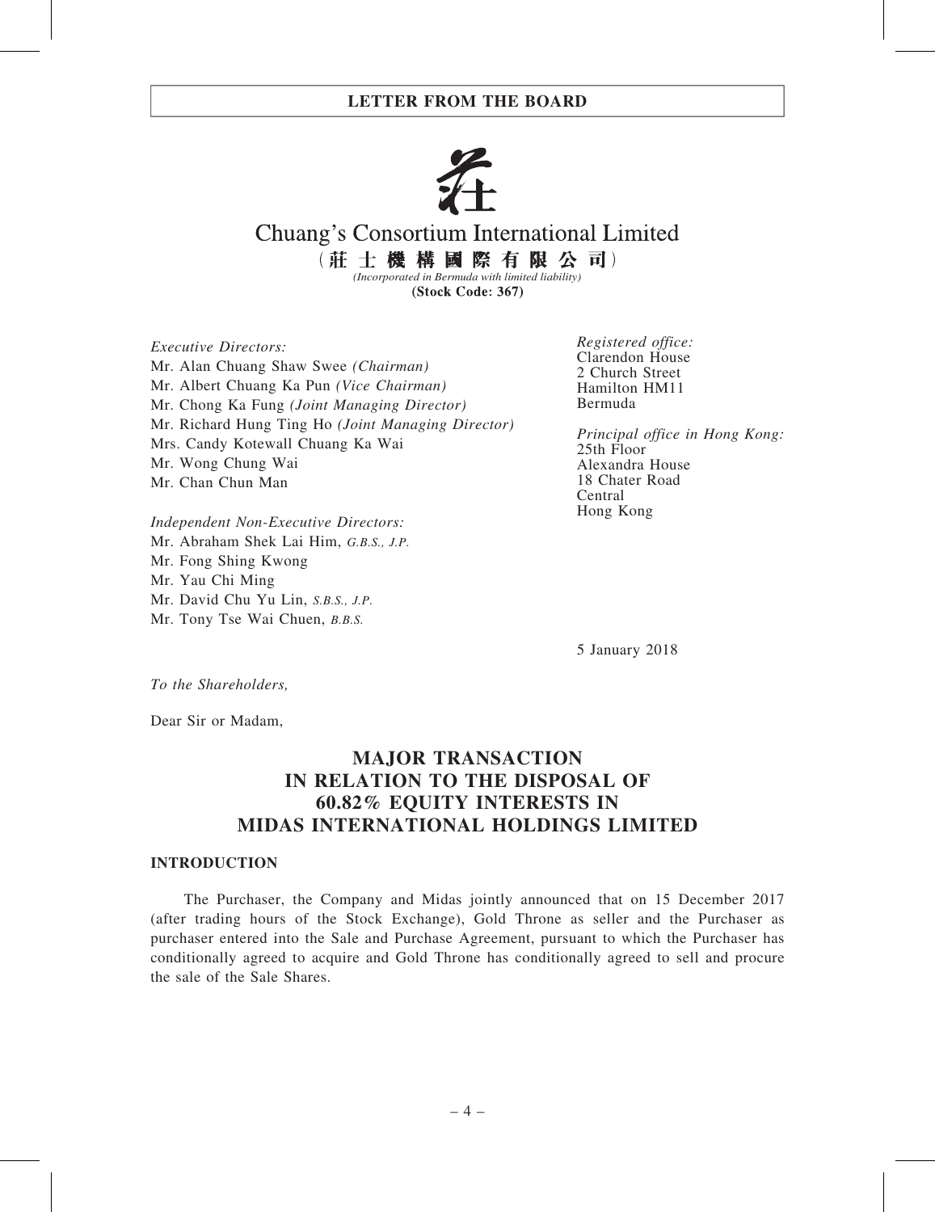# LETTER FROM THE BOARD

Chuang's Consortium International Limited

（莊 士 機 構 國 際 有 限 公 司）

*(Incorporated in Bermuda with limited liability)*

**(Stock Code: 367)**

*Executive Directors:*
Mr. Alan Chuang Shaw Swee *(Chairman)*
Mr. Albert Chuang Ka Pun *(Vice Chairman)*
Mr. Chong Ka Fung *(Joint Managing Director)*
Mr. Richard Hung Ting Ho *(Joint Managing Director)*
Mrs. Candy Kotewall Chuang Ka Wai
Mr. Wong Chung Wai
Mr. Chan Chun Man

*Independent Non-Executive Directors:*
Mr. Abraham Shek Lai Him, *G.B.S., J.P.*
Mr. Fong Shing Kwong
Mr. Yau Chi Ming
Mr. David Chu Yu Lin, *S.B.S., J.P.*
Mr. Tony Tse Wai Chuen, *B.B.S.*

*Registered office:*
Clarendon House
2 Church Street
Hamilton HM11
Bermuda

*Principal office in Hong Kong:*
25th Floor
Alexandra House
18 Chater Road
Central
Hong Kong

5 January 2018

*To the Shareholders,*

Dear Sir or Madam,

## MAJOR TRANSACTION IN RELATION TO THE DISPOSAL OF 60.82% EQUITY INTERESTS IN MIDAS INTERNATIONAL HOLDINGS LIMITED

### INTRODUCTION

The Purchaser, the Company and Midas jointly announced that on 15 December 2017 (after trading hours of the Stock Exchange), Gold Throne as seller and the Purchaser as purchaser entered into the Sale and Purchase Agreement, pursuant to which the Purchaser has conditionally agreed to acquire and Gold Throne has conditionally agreed to sell and procure the sale of the Sale Shares.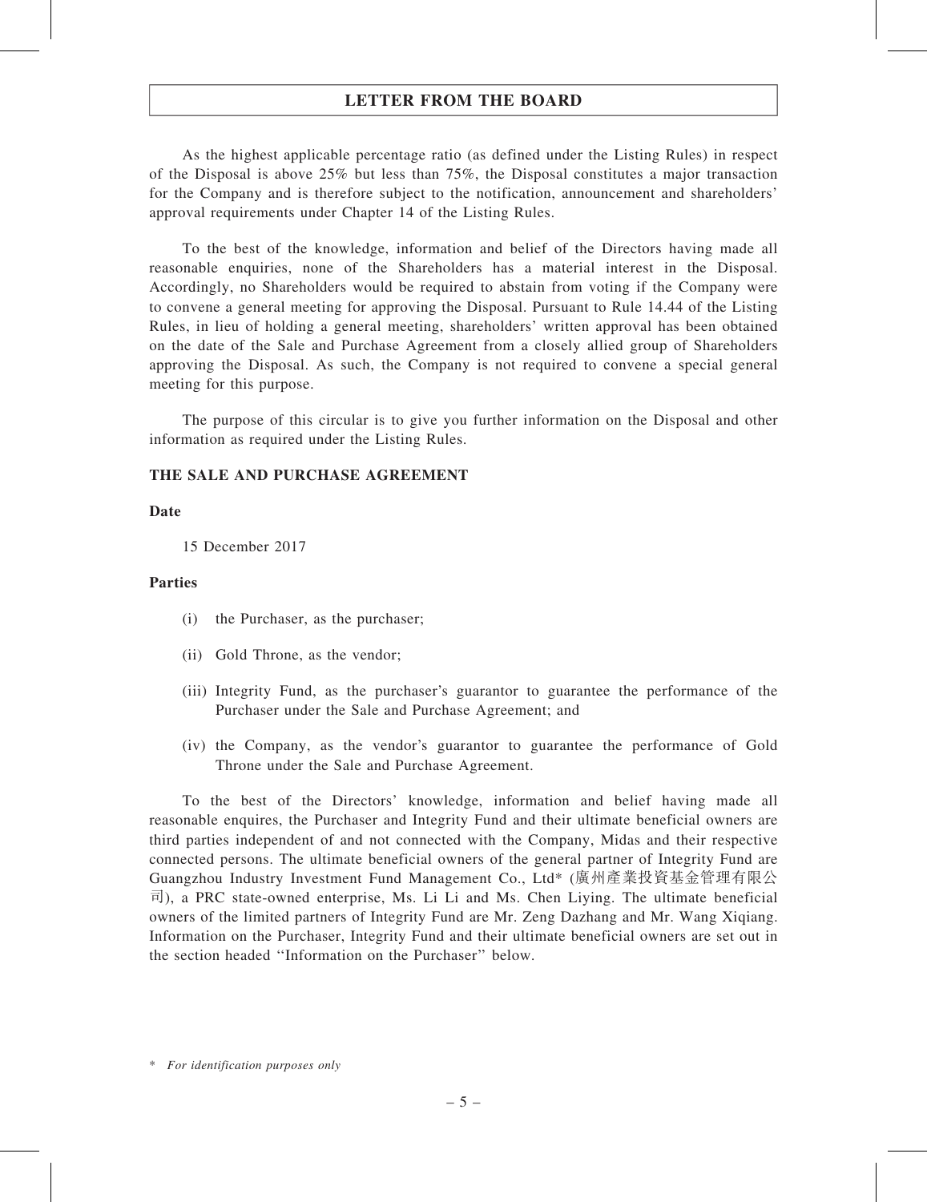As the highest applicable percentage ratio (as defined under the Listing Rules) in respect of the Disposal is above 25% but less than 75%, the Disposal constitutes a major transaction for the Company and is therefore subject to the notification, announcement and shareholders' approval requirements under Chapter 14 of the Listing Rules.

To the best of the knowledge, information and belief of the Directors having made all reasonable enquiries, none of the Shareholders has a material interest in the Disposal. Accordingly, no Shareholders would be required to abstain from voting if the Company were to convene a general meeting for approving the Disposal. Pursuant to Rule 14.44 of the Listing Rules, in lieu of holding a general meeting, shareholders' written approval has been obtained on the date of the Sale and Purchase Agreement from a closely allied group of Shareholders approving the Disposal. As such, the Company is not required to convene a special general meeting for this purpose.

The purpose of this circular is to give you further information on the Disposal and other information as required under the Listing Rules.

**THE SALE AND PURCHASE AGREEMENT**

**Date**

15 December 2017

**Parties**

(i) the Purchaser, as the purchaser;

(ii) Gold Throne, as the vendor;

(iii) Integrity Fund, as the purchaser's guarantor to guarantee the performance of the Purchaser under the Sale and Purchase Agreement; and

(iv) the Company, as the vendor's guarantor to guarantee the performance of Gold Throne under the Sale and Purchase Agreement.

To the best of the Directors' knowledge, information and belief having made all reasonable enquires, the Purchaser and Integrity Fund and their ultimate beneficial owners are third parties independent of and not connected with the Company, Midas and their respective connected persons. The ultimate beneficial owners of the general partner of Integrity Fund are Guangzhou Industry Investment Fund Management Co., Ltd* (廣州產業投資基金管理有限公司), a PRC state-owned enterprise, Ms. Li Li and Ms. Chen Liying. The ultimate beneficial owners of the limited partners of Integrity Fund are Mr. Zeng Dazhang and Mr. Wang Xiqiang. Information on the Purchaser, Integrity Fund and their ultimate beneficial owners are set out in the section headed "Information on the Purchaser" below.

\* *For identification purposes only*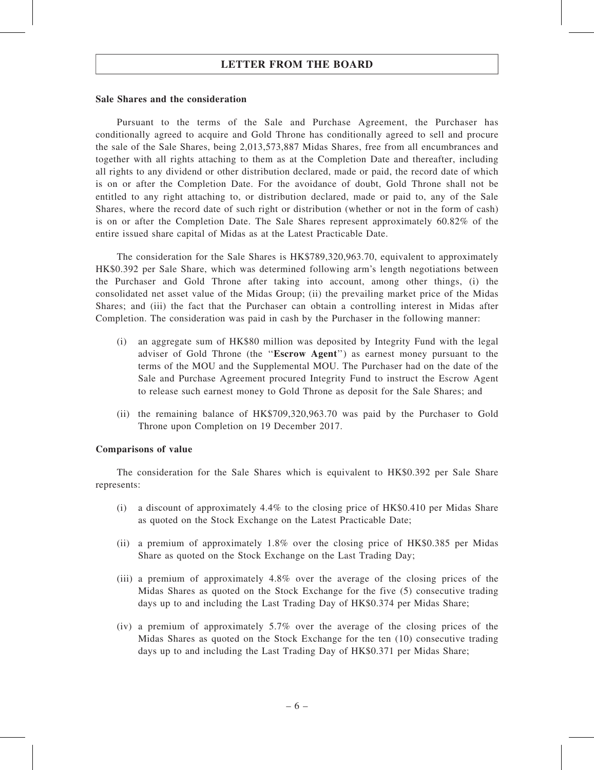**Sale Shares and the consideration**

Pursuant to the terms of the Sale and Purchase Agreement, the Purchaser has conditionally agreed to acquire and Gold Throne has conditionally agreed to sell and procure the sale of the Sale Shares, being 2,013,573,887 Midas Shares, free from all encumbrances and together with all rights attaching to them as at the Completion Date and thereafter, including all rights to any dividend or other distribution declared, made or paid, the record date of which is on or after the Completion Date. For the avoidance of doubt, Gold Throne shall not be entitled to any right attaching to, or distribution declared, made or paid to, any of the Sale Shares, where the record date of such right or distribution (whether or not in the form of cash) is on or after the Completion Date. The Sale Shares represent approximately 60.82% of the entire issued share capital of Midas as at the Latest Practicable Date.

The consideration for the Sale Shares is HK$789,320,963.70, equivalent to approximately HK$0.392 per Sale Share, which was determined following arm's length negotiations between the Purchaser and Gold Throne after taking into account, among other things, (i) the consolidated net asset value of the Midas Group; (ii) the prevailing market price of the Midas Shares; and (iii) the fact that the Purchaser can obtain a controlling interest in Midas after Completion. The consideration was paid in cash by the Purchaser in the following manner:

(i) an aggregate sum of HK$80 million was deposited by Integrity Fund with the legal adviser of Gold Throne (the "**Escrow Agent**") as earnest money pursuant to the terms of the MOU and the Supplemental MOU. The Purchaser had on the date of the Sale and Purchase Agreement procured Integrity Fund to instruct the Escrow Agent to release such earnest money to Gold Throne as deposit for the Sale Shares; and

(ii) the remaining balance of HK$709,320,963.70 was paid by the Purchaser to Gold Throne upon Completion on 19 December 2017.

**Comparisons of value**

The consideration for the Sale Shares which is equivalent to HK$0.392 per Sale Share represents:

(i) a discount of approximately 4.4% to the closing price of HK$0.410 per Midas Share as quoted on the Stock Exchange on the Latest Practicable Date;

(ii) a premium of approximately 1.8% over the closing price of HK$0.385 per Midas Share as quoted on the Stock Exchange on the Last Trading Day;

(iii) a premium of approximately 4.8% over the average of the closing prices of the Midas Shares as quoted on the Stock Exchange for the five (5) consecutive trading days up to and including the Last Trading Day of HK$0.374 per Midas Share;

(iv) a premium of approximately 5.7% over the average of the closing prices of the Midas Shares as quoted on the Stock Exchange for the ten (10) consecutive trading days up to and including the Last Trading Day of HK$0.371 per Midas Share;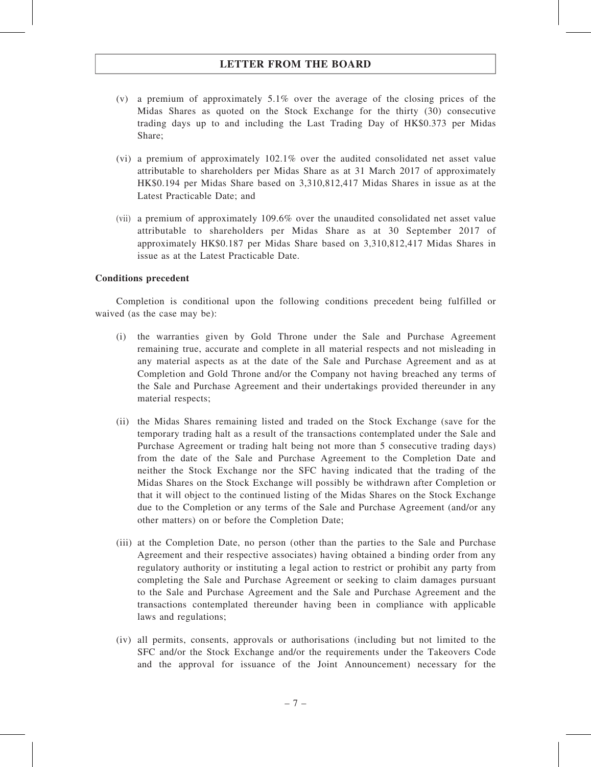(v) a premium of approximately 5.1% over the average of the closing prices of the Midas Shares as quoted on the Stock Exchange for the thirty (30) consecutive trading days up to and including the Last Trading Day of HK$0.373 per Midas Share;

(vi) a premium of approximately 102.1% over the audited consolidated net asset value attributable to shareholders per Midas Share as at 31 March 2017 of approximately HK$0.194 per Midas Share based on 3,310,812,417 Midas Shares in issue as at the Latest Practicable Date; and

(vii) a premium of approximately 109.6% over the unaudited consolidated net asset value attributable to shareholders per Midas Share as at 30 September 2017 of approximately HK$0.187 per Midas Share based on 3,310,812,417 Midas Shares in issue as at the Latest Practicable Date.

**Conditions precedent**

Completion is conditional upon the following conditions precedent being fulfilled or waived (as the case may be):

(i) the warranties given by Gold Throne under the Sale and Purchase Agreement remaining true, accurate and complete in all material respects and not misleading in any material aspects as at the date of the Sale and Purchase Agreement and as at Completion and Gold Throne and/or the Company not having breached any terms of the Sale and Purchase Agreement and their undertakings provided thereunder in any material respects;

(ii) the Midas Shares remaining listed and traded on the Stock Exchange (save for the temporary trading halt as a result of the transactions contemplated under the Sale and Purchase Agreement or trading halt being not more than 5 consecutive trading days) from the date of the Sale and Purchase Agreement to the Completion Date and neither the Stock Exchange nor the SFC having indicated that the trading of the Midas Shares on the Stock Exchange will possibly be withdrawn after Completion or that it will object to the continued listing of the Midas Shares on the Stock Exchange due to the Completion or any terms of the Sale and Purchase Agreement (and/or any other matters) on or before the Completion Date;

(iii) at the Completion Date, no person (other than the parties to the Sale and Purchase Agreement and their respective associates) having obtained a binding order from any regulatory authority or instituting a legal action to restrict or prohibit any party from completing the Sale and Purchase Agreement or seeking to claim damages pursuant to the Sale and Purchase Agreement and the Sale and Purchase Agreement and the transactions contemplated thereunder having been in compliance with applicable laws and regulations;

(iv) all permits, consents, approvals or authorisations (including but not limited to the SFC and/or the Stock Exchange and/or the requirements under the Takeovers Code and the approval for issuance of the Joint Announcement) necessary for the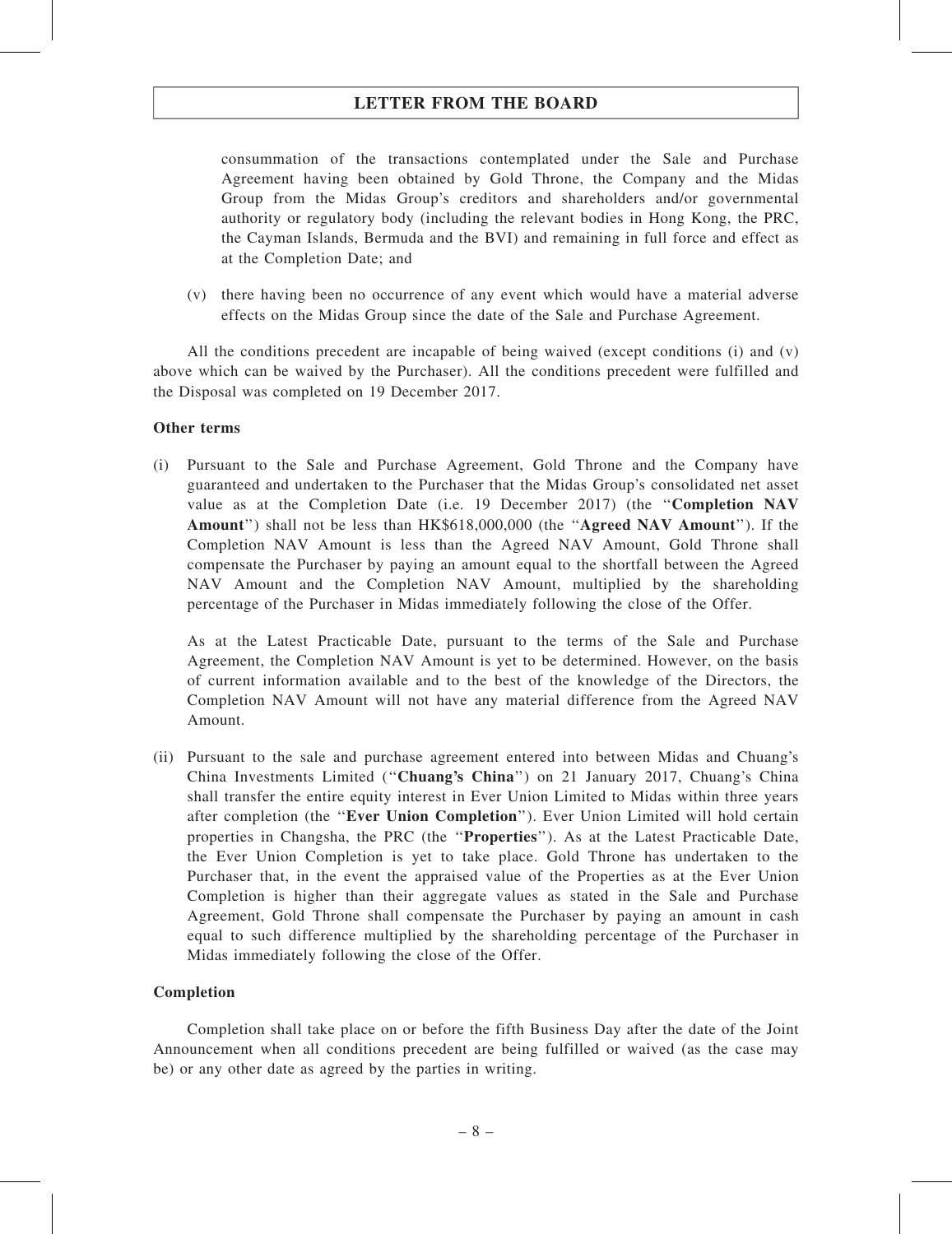consummation of the transactions contemplated under the Sale and Purchase Agreement having been obtained by Gold Throne, the Company and the Midas Group from the Midas Group's creditors and shareholders and/or governmental authority or regulatory body (including the relevant bodies in Hong Kong, the PRC, the Cayman Islands, Bermuda and the BVI) and remaining in full force and effect as at the Completion Date; and

(v) there having been no occurrence of any event which would have a material adverse effects on the Midas Group since the date of the Sale and Purchase Agreement.

All the conditions precedent are incapable of being waived (except conditions (i) and (v) above which can be waived by the Purchaser). All the conditions precedent were fulfilled and the Disposal was completed on 19 December 2017.

**Other terms**

(i) Pursuant to the Sale and Purchase Agreement, Gold Throne and the Company have guaranteed and undertaken to the Purchaser that the Midas Group's consolidated net asset value as at the Completion Date (i.e. 19 December 2017) (the "**Completion NAV Amount**") shall not be less than HK$618,000,000 (the "**Agreed NAV Amount**"). If the Completion NAV Amount is less than the Agreed NAV Amount, Gold Throne shall compensate the Purchaser by paying an amount equal to the shortfall between the Agreed NAV Amount and the Completion NAV Amount, multiplied by the shareholding percentage of the Purchaser in Midas immediately following the close of the Offer.

As at the Latest Practicable Date, pursuant to the terms of the Sale and Purchase Agreement, the Completion NAV Amount is yet to be determined. However, on the basis of current information available and to the best of the knowledge of the Directors, the Completion NAV Amount will not have any material difference from the Agreed NAV Amount.

(ii) Pursuant to the sale and purchase agreement entered into between Midas and Chuang's China Investments Limited ("**Chuang's China**") on 21 January 2017, Chuang's China shall transfer the entire equity interest in Ever Union Limited to Midas within three years after completion (the "**Ever Union Completion**"). Ever Union Limited will hold certain properties in Changsha, the PRC (the "**Properties**"). As at the Latest Practicable Date, the Ever Union Completion is yet to take place. Gold Throne has undertaken to the Purchaser that, in the event the appraised value of the Properties as at the Ever Union Completion is higher than their aggregate values as stated in the Sale and Purchase Agreement, Gold Throne shall compensate the Purchaser by paying an amount in cash equal to such difference multiplied by the shareholding percentage of the Purchaser in Midas immediately following the close of the Offer.

**Completion**

Completion shall take place on or before the fifth Business Day after the date of the Joint Announcement when all conditions precedent are being fulfilled or waived (as the case may be) or any other date as agreed by the parties in writing.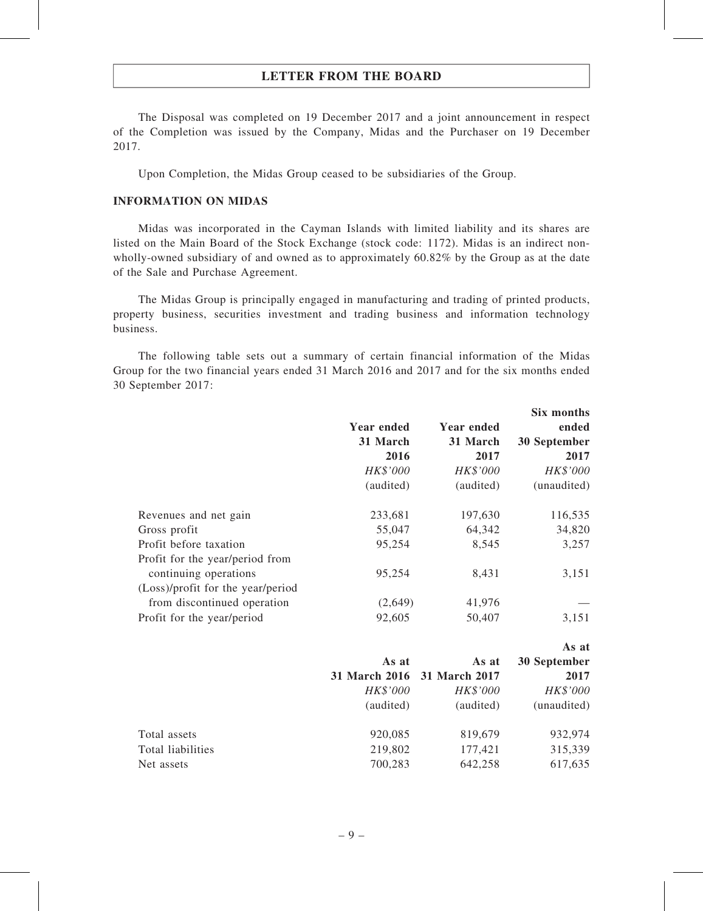The Disposal was completed on 19 December 2017 and a joint announcement in respect of the Completion was issued by the Company, Midas and the Purchaser on 19 December 2017.

Upon Completion, the Midas Group ceased to be subsidiaries of the Group.

## INFORMATION ON MIDAS

Midas was incorporated in the Cayman Islands with limited liability and its shares are listed on the Main Board of the Stock Exchange (stock code: 1172). Midas is an indirect non-wholly-owned subsidiary of and owned as to approximately 60.82% by the Group as at the date of the Sale and Purchase Agreement.

The Midas Group is principally engaged in manufacturing and trading of printed products, property business, securities investment and trading business and information technology business.

The following table sets out a summary of certain financial information of the Midas Group for the two financial years ended 31 March 2016 and 2017 and for the six months ended 30 September 2017:

| | Year ended 31 March 2016 | Year ended 31 March 2017 | Six months ended 30 September 2017 |
|---|---|---|---|
| | *HK$'000* | *HK$'000* | *HK$'000* |
| | (audited) | (audited) | (unaudited) |
| Revenues and net gain | 233,681 | 197,630 | 116,535 |
| Gross profit | 55,047 | 64,342 | 34,820 |
| Profit before taxation | 95,254 | 8,545 | 3,257 |
| Profit for the year/period from continuing operations | 95,254 | 8,431 | 3,151 |
| (Loss)/profit for the year/period from discontinued operation | (2,649) | 41,976 | — |
| Profit for the year/period | 92,605 | 50,407 | 3,151 |

| | As at 31 March 2016 | As at 31 March 2017 | As at 30 September 2017 |
|---|---|---|---|
| | *HK$'000* | *HK$'000* | *HK$'000* |
| | (audited) | (audited) | (unaudited) |
| Total assets | 920,085 | 819,679 | 932,974 |
| Total liabilities | 219,802 | 177,421 | 315,339 |
| Net assets | 700,283 | 642,258 | 617,635 |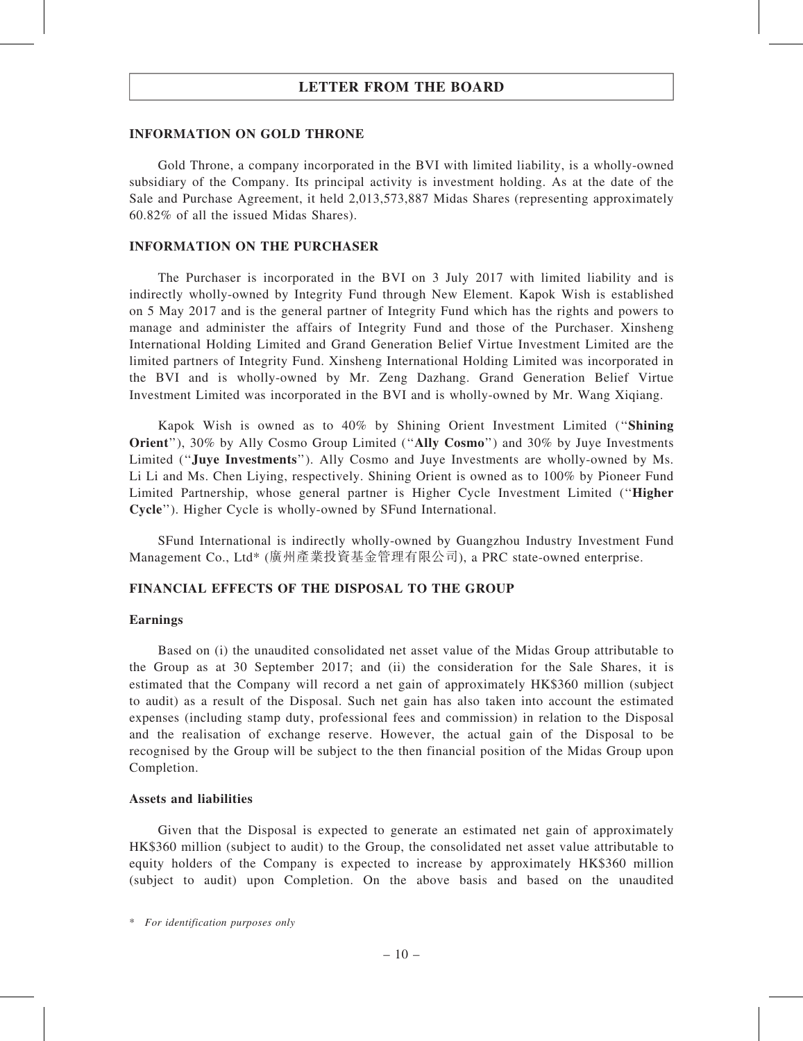## LETTER FROM THE BOARD

### INFORMATION ON GOLD THRONE

Gold Throne, a company incorporated in the BVI with limited liability, is a wholly-owned subsidiary of the Company. Its principal activity is investment holding. As at the date of the Sale and Purchase Agreement, it held 2,013,573,887 Midas Shares (representing approximately 60.82% of all the issued Midas Shares).

### INFORMATION ON THE PURCHASER

The Purchaser is incorporated in the BVI on 3 July 2017 with limited liability and is indirectly wholly-owned by Integrity Fund through New Element. Kapok Wish is established on 5 May 2017 and is the general partner of Integrity Fund which has the rights and powers to manage and administer the affairs of Integrity Fund and those of the Purchaser. Xinsheng International Holding Limited and Grand Generation Belief Virtue Investment Limited are the limited partners of Integrity Fund. Xinsheng International Holding Limited was incorporated in the BVI and is wholly-owned by Mr. Zeng Dazhang. Grand Generation Belief Virtue Investment Limited was incorporated in the BVI and is wholly-owned by Mr. Wang Xiqiang.

Kapok Wish is owned as to 40% by Shining Orient Investment Limited ("**Shining Orient**"), 30% by Ally Cosmo Group Limited ("**Ally Cosmo**") and 30% by Juye Investments Limited ("**Juye Investments**"). Ally Cosmo and Juye Investments are wholly-owned by Ms. Li Li and Ms. Chen Liying, respectively. Shining Orient is owned as to 100% by Pioneer Fund Limited Partnership, whose general partner is Higher Cycle Investment Limited ("**Higher Cycle**"). Higher Cycle is wholly-owned by SFund International.

SFund International is indirectly wholly-owned by Guangzhou Industry Investment Fund Management Co., Ltd* (廣州產業投資基金管理有限公司), a PRC state-owned enterprise.

### FINANCIAL EFFECTS OF THE DISPOSAL TO THE GROUP

**Earnings**

Based on (i) the unaudited consolidated net asset value of the Midas Group attributable to the Group as at 30 September 2017; and (ii) the consideration for the Sale Shares, it is estimated that the Company will record a net gain of approximately HK$360 million (subject to audit) as a result of the Disposal. Such net gain has also taken into account the estimated expenses (including stamp duty, professional fees and commission) in relation to the Disposal and the realisation of exchange reserve. However, the actual gain of the Disposal to be recognised by the Group will be subject to the then financial position of the Midas Group upon Completion.

**Assets and liabilities**

Given that the Disposal is expected to generate an estimated net gain of approximately HK$360 million (subject to audit) to the Group, the consolidated net asset value attributable to equity holders of the Company is expected to increase by approximately HK$360 million (subject to audit) upon Completion. On the above basis and based on the unaudited

\* *For identification purposes only*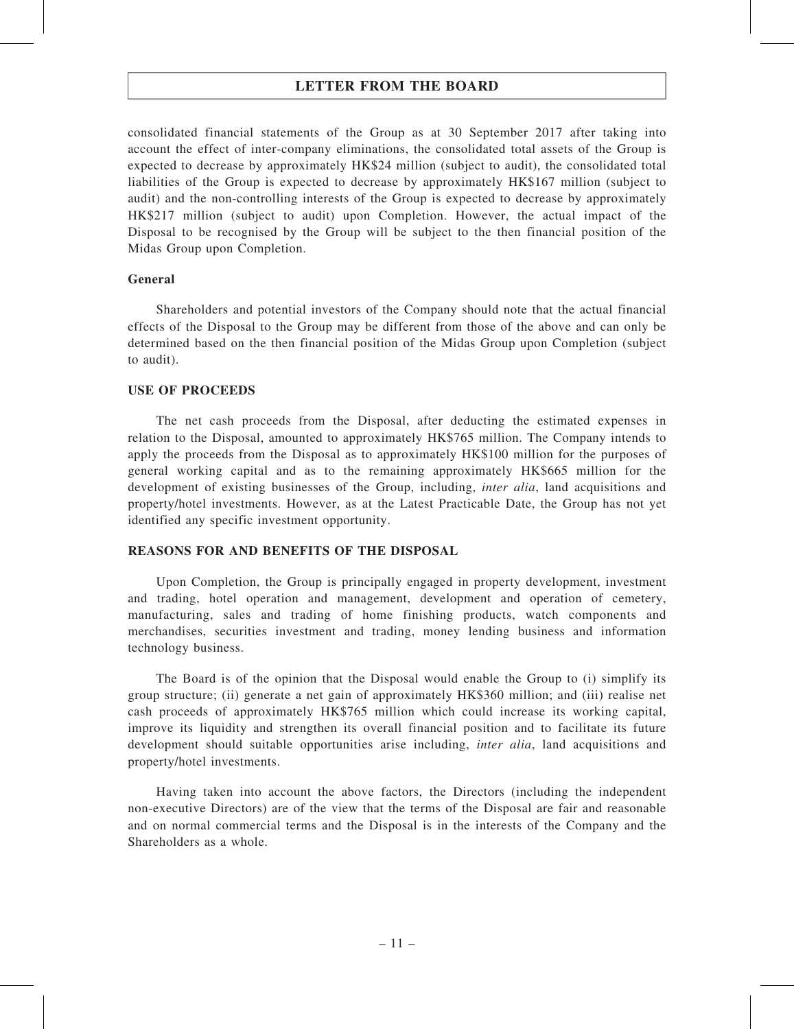consolidated financial statements of the Group as at 30 September 2017 after taking into account the effect of inter-company eliminations, the consolidated total assets of the Group is expected to decrease by approximately HK$24 million (subject to audit), the consolidated total liabilities of the Group is expected to decrease by approximately HK$167 million (subject to audit) and the non-controlling interests of the Group is expected to decrease by approximately HK$217 million (subject to audit) upon Completion. However, the actual impact of the Disposal to be recognised by the Group will be subject to the then financial position of the Midas Group upon Completion.

**General**

Shareholders and potential investors of the Company should note that the actual financial effects of the Disposal to the Group may be different from those of the above and can only be determined based on the then financial position of the Midas Group upon Completion (subject to audit).

**USE OF PROCEEDS**

The net cash proceeds from the Disposal, after deducting the estimated expenses in relation to the Disposal, amounted to approximately HK$765 million. The Company intends to apply the proceeds from the Disposal as to approximately HK$100 million for the purposes of general working capital and as to the remaining approximately HK$665 million for the development of existing businesses of the Group, including, *inter alia*, land acquisitions and property/hotel investments. However, as at the Latest Practicable Date, the Group has not yet identified any specific investment opportunity.

**REASONS FOR AND BENEFITS OF THE DISPOSAL**

Upon Completion, the Group is principally engaged in property development, investment and trading, hotel operation and management, development and operation of cemetery, manufacturing, sales and trading of home finishing products, watch components and merchandises, securities investment and trading, money lending business and information technology business.

The Board is of the opinion that the Disposal would enable the Group to (i) simplify its group structure; (ii) generate a net gain of approximately HK$360 million; and (iii) realise net cash proceeds of approximately HK$765 million which could increase its working capital, improve its liquidity and strengthen its overall financial position and to facilitate its future development should suitable opportunities arise including, *inter alia*, land acquisitions and property/hotel investments.

Having taken into account the above factors, the Directors (including the independent non-executive Directors) are of the view that the terms of the Disposal are fair and reasonable and on normal commercial terms and the Disposal is in the interests of the Company and the Shareholders as a whole.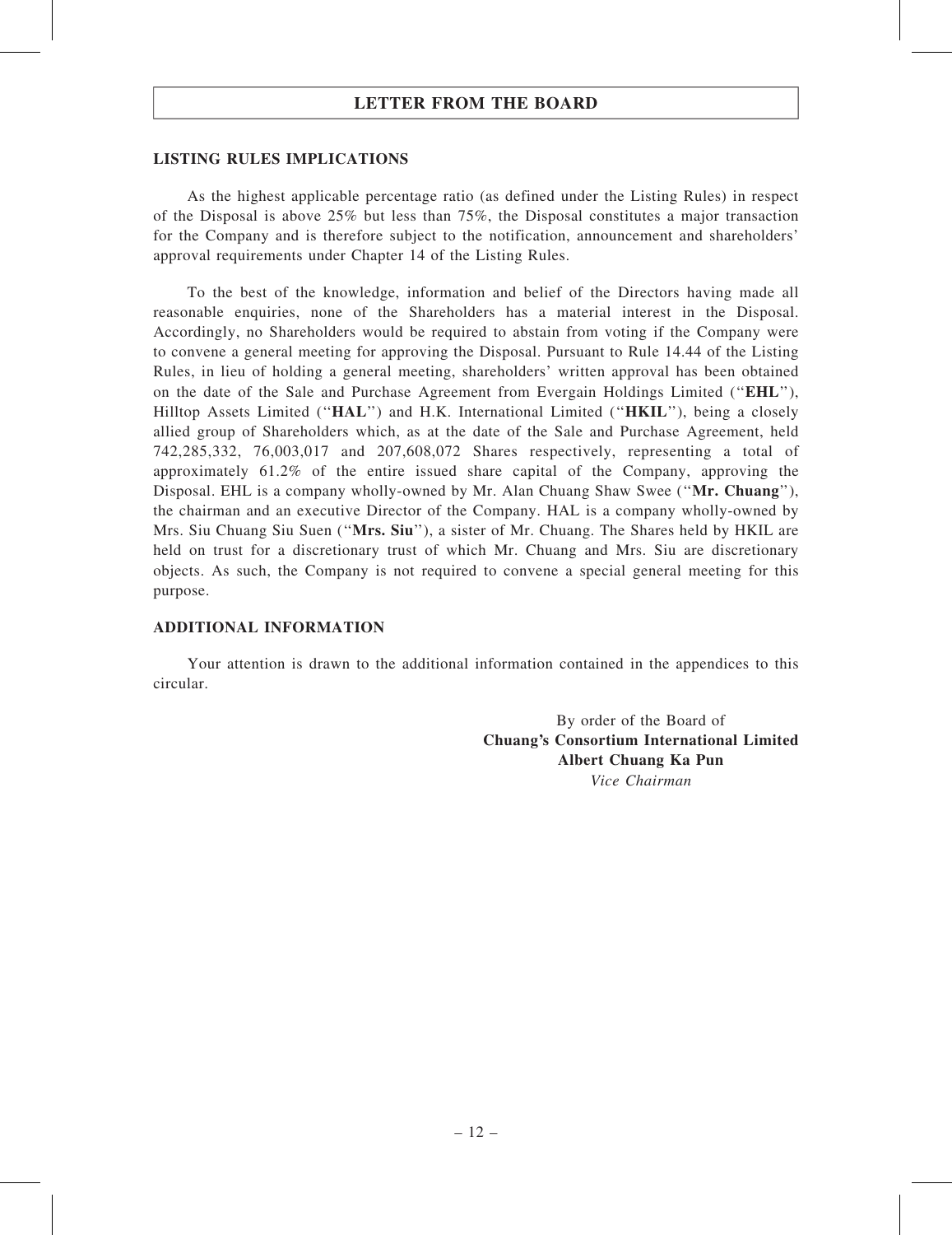## LETTER FROM THE BOARD

### LISTING RULES IMPLICATIONS

As the highest applicable percentage ratio (as defined under the Listing Rules) in respect of the Disposal is above 25% but less than 75%, the Disposal constitutes a major transaction for the Company and is therefore subject to the notification, announcement and shareholders' approval requirements under Chapter 14 of the Listing Rules.

To the best of the knowledge, information and belief of the Directors having made all reasonable enquiries, none of the Shareholders has a material interest in the Disposal. Accordingly, no Shareholders would be required to abstain from voting if the Company were to convene a general meeting for approving the Disposal. Pursuant to Rule 14.44 of the Listing Rules, in lieu of holding a general meeting, shareholders' written approval has been obtained on the date of the Sale and Purchase Agreement from Evergain Holdings Limited ("**EHL**"), Hilltop Assets Limited ("**HAL**") and H.K. International Limited ("**HKIL**"), being a closely allied group of Shareholders which, as at the date of the Sale and Purchase Agreement, held 742,285,332, 76,003,017 and 207,608,072 Shares respectively, representing a total of approximately 61.2% of the entire issued share capital of the Company, approving the Disposal. EHL is a company wholly-owned by Mr. Alan Chuang Shaw Swee ("**Mr. Chuang**"), the chairman and an executive Director of the Company. HAL is a company wholly-owned by Mrs. Siu Chuang Siu Suen ("**Mrs. Siu**"), a sister of Mr. Chuang. The Shares held by HKIL are held on trust for a discretionary trust of which Mr. Chuang and Mrs. Siu are discretionary objects. As such, the Company is not required to convene a special general meeting for this purpose.

### ADDITIONAL INFORMATION

Your attention is drawn to the additional information contained in the appendices to this circular.

By order of the Board of
**Chuang's Consortium International Limited**
**Albert Chuang Ka Pun**
*Vice Chairman*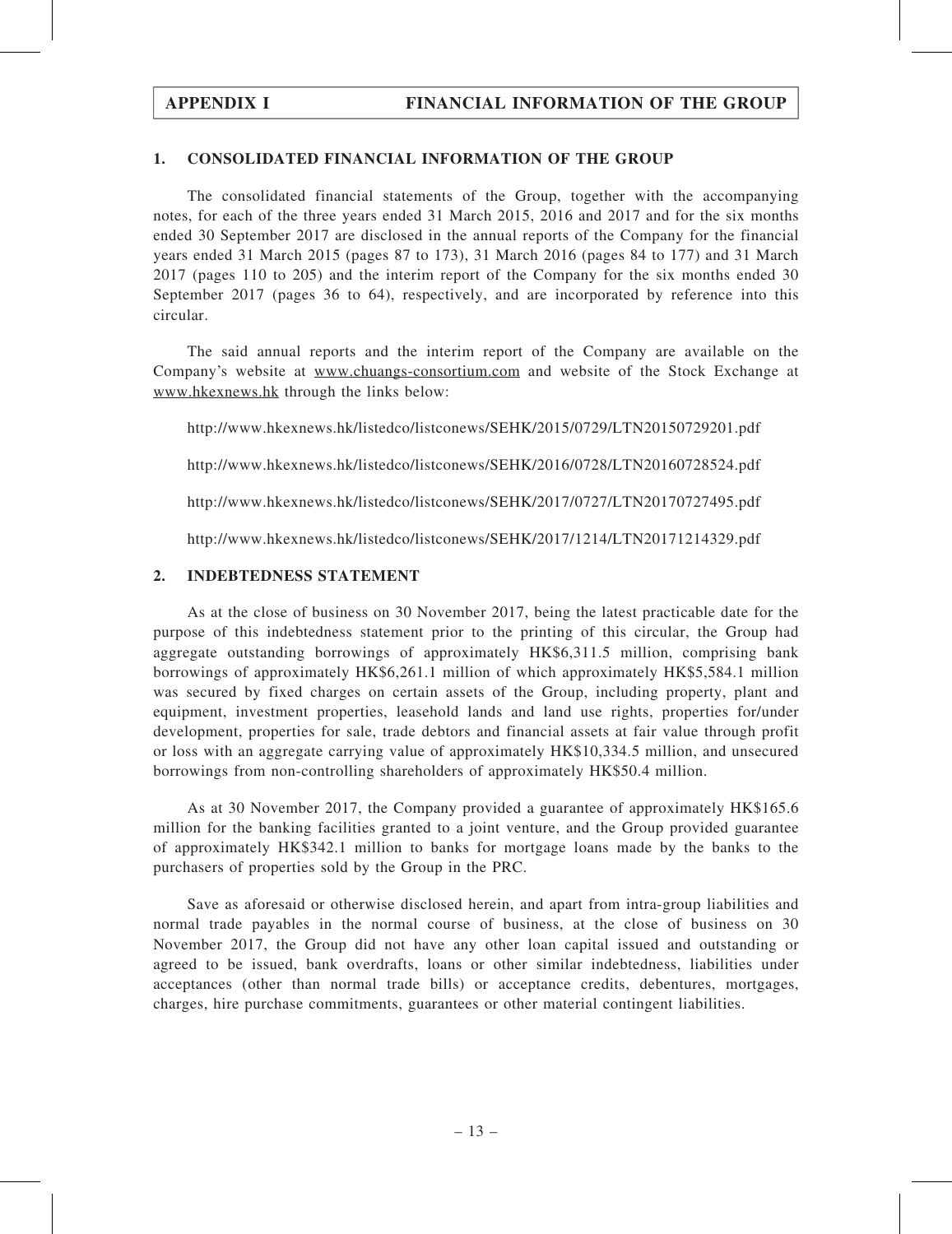# APPENDIX I FINANCIAL INFORMATION OF THE GROUP

## 1. CONSOLIDATED FINANCIAL INFORMATION OF THE GROUP

The consolidated financial statements of the Group, together with the accompanying notes, for each of the three years ended 31 March 2015, 2016 and 2017 and for the six months ended 30 September 2017 are disclosed in the annual reports of the Company for the financial years ended 31 March 2015 (pages 87 to 173), 31 March 2016 (pages 84 to 177) and 31 March 2017 (pages 110 to 205) and the interim report of the Company for the six months ended 30 September 2017 (pages 36 to 64), respectively, and are incorporated by reference into this circular.

The said annual reports and the interim report of the Company are available on the Company's website at www.chuangs-consortium.com and website of the Stock Exchange at www.hkexnews.hk through the links below:

http://www.hkexnews.hk/listedco/listconews/SEHK/2015/0729/LTN20150729201.pdf

http://www.hkexnews.hk/listedco/listconews/SEHK/2016/0728/LTN20160728524.pdf

http://www.hkexnews.hk/listedco/listconews/SEHK/2017/0727/LTN20170727495.pdf

http://www.hkexnews.hk/listedco/listconews/SEHK/2017/1214/LTN20171214329.pdf

## 2. INDEBTEDNESS STATEMENT

As at the close of business on 30 November 2017, being the latest practicable date for the purpose of this indebtedness statement prior to the printing of this circular, the Group had aggregate outstanding borrowings of approximately HK$6,311.5 million, comprising bank borrowings of approximately HK$6,261.1 million of which approximately HK$5,584.1 million was secured by fixed charges on certain assets of the Group, including property, plant and equipment, investment properties, leasehold lands and land use rights, properties for/under development, properties for sale, trade debtors and financial assets at fair value through profit or loss with an aggregate carrying value of approximately HK$10,334.5 million, and unsecured borrowings from non-controlling shareholders of approximately HK$50.4 million.

As at 30 November 2017, the Company provided a guarantee of approximately HK$165.6 million for the banking facilities granted to a joint venture, and the Group provided guarantee of approximately HK$342.1 million to banks for mortgage loans made by the banks to the purchasers of properties sold by the Group in the PRC.

Save as aforesaid or otherwise disclosed herein, and apart from intra-group liabilities and normal trade payables in the normal course of business, at the close of business on 30 November 2017, the Group did not have any other loan capital issued and outstanding or agreed to be issued, bank overdrafts, loans or other similar indebtedness, liabilities under acceptances (other than normal trade bills) or acceptance credits, debentures, mortgages, charges, hire purchase commitments, guarantees or other material contingent liabilities.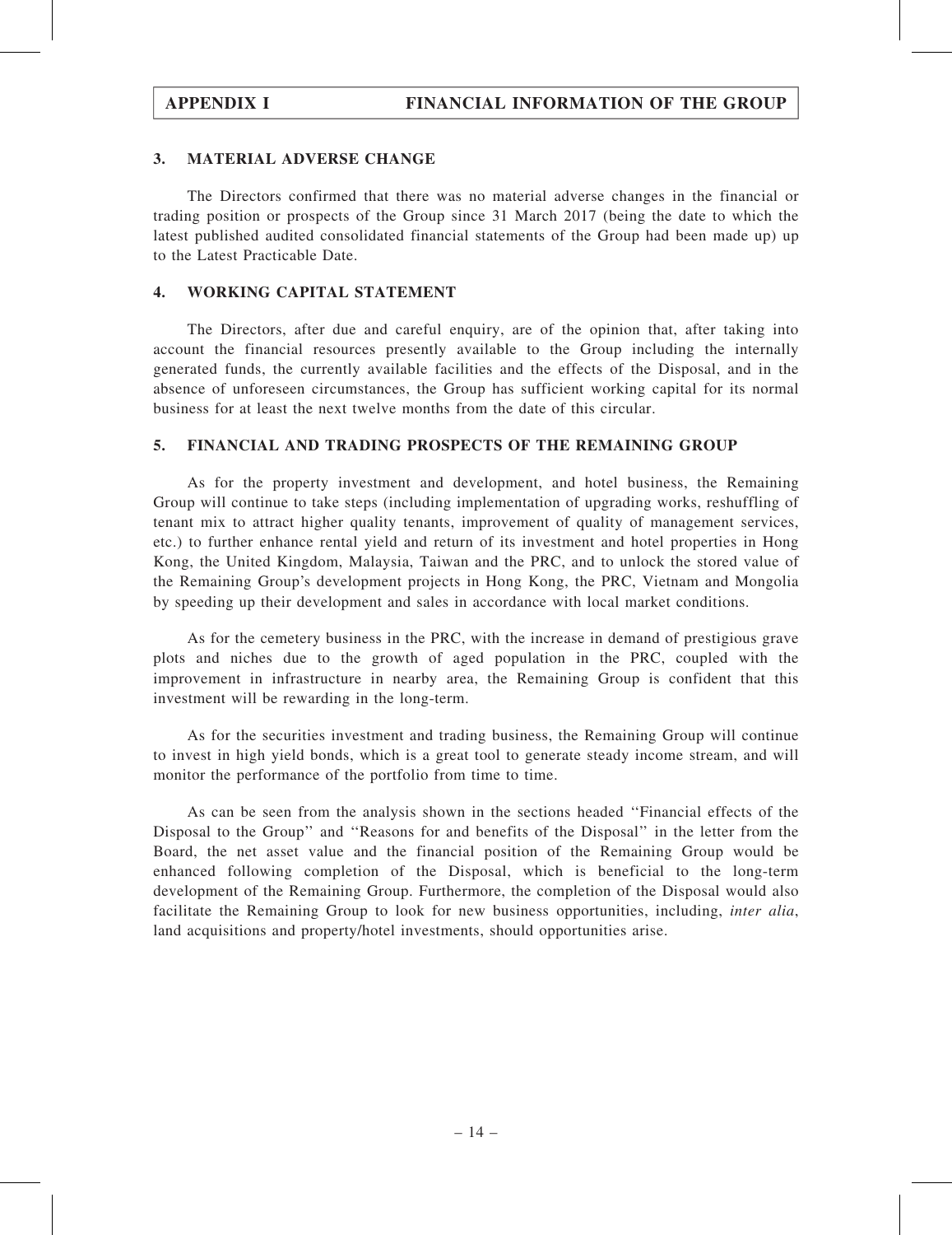## 3. MATERIAL ADVERSE CHANGE

The Directors confirmed that there was no material adverse changes in the financial or trading position or prospects of the Group since 31 March 2017 (being the date to which the latest published audited consolidated financial statements of the Group had been made up) up to the Latest Practicable Date.

## 4. WORKING CAPITAL STATEMENT

The Directors, after due and careful enquiry, are of the opinion that, after taking into account the financial resources presently available to the Group including the internally generated funds, the currently available facilities and the effects of the Disposal, and in the absence of unforeseen circumstances, the Group has sufficient working capital for its normal business for at least the next twelve months from the date of this circular.

## 5. FINANCIAL AND TRADING PROSPECTS OF THE REMAINING GROUP

As for the property investment and development, and hotel business, the Remaining Group will continue to take steps (including implementation of upgrading works, reshuffling of tenant mix to attract higher quality tenants, improvement of quality of management services, etc.) to further enhance rental yield and return of its investment and hotel properties in Hong Kong, the United Kingdom, Malaysia, Taiwan and the PRC, and to unlock the stored value of the Remaining Group's development projects in Hong Kong, the PRC, Vietnam and Mongolia by speeding up their development and sales in accordance with local market conditions.

As for the cemetery business in the PRC, with the increase in demand of prestigious grave plots and niches due to the growth of aged population in the PRC, coupled with the improvement in infrastructure in nearby area, the Remaining Group is confident that this investment will be rewarding in the long-term.

As for the securities investment and trading business, the Remaining Group will continue to invest in high yield bonds, which is a great tool to generate steady income stream, and will monitor the performance of the portfolio from time to time.

As can be seen from the analysis shown in the sections headed "Financial effects of the Disposal to the Group" and "Reasons for and benefits of the Disposal" in the letter from the Board, the net asset value and the financial position of the Remaining Group would be enhanced following completion of the Disposal, which is beneficial to the long-term development of the Remaining Group. Furthermore, the completion of the Disposal would also facilitate the Remaining Group to look for new business opportunities, including, *inter alia*, land acquisitions and property/hotel investments, should opportunities arise.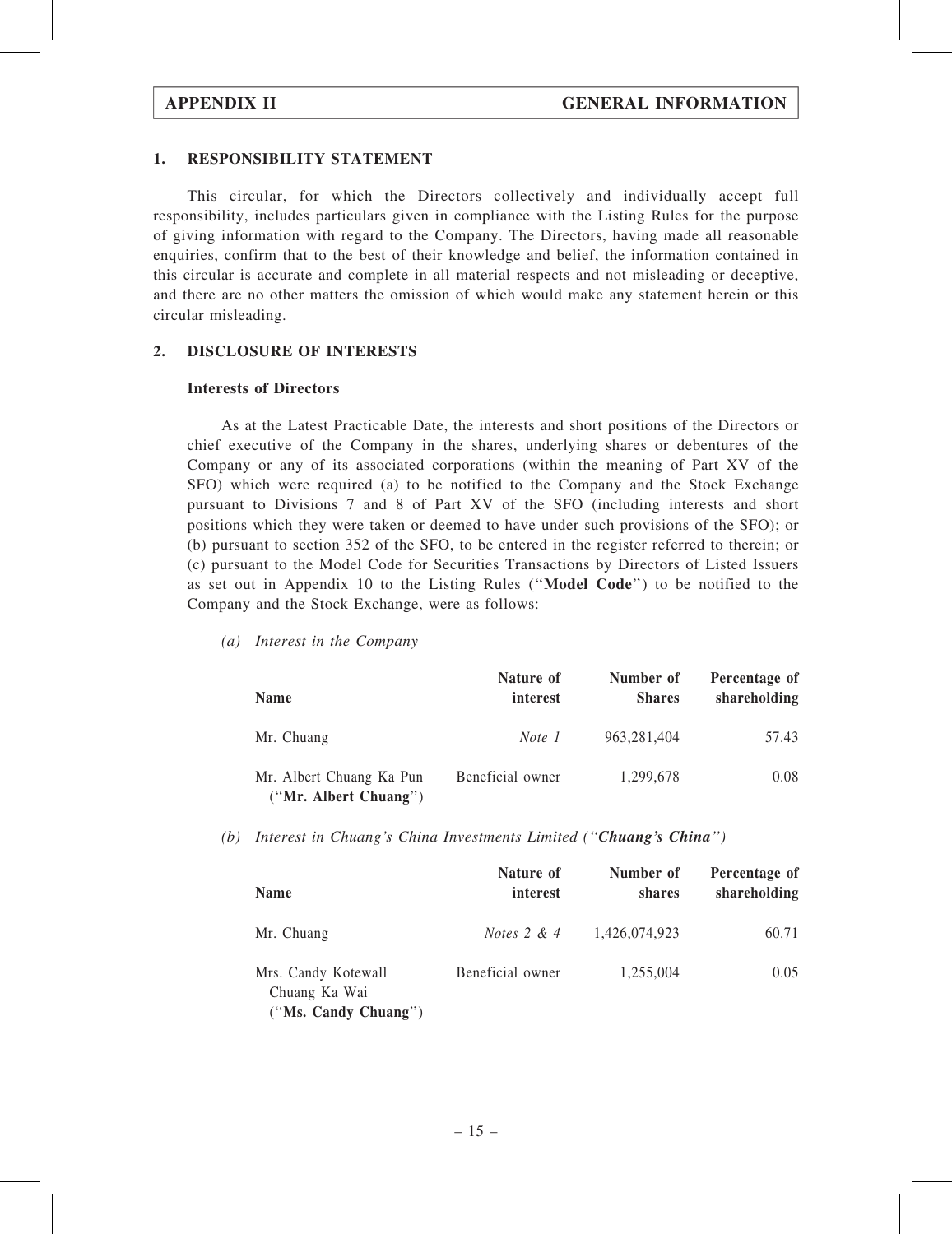## APPENDIX II — GENERAL INFORMATION

### 1. RESPONSIBILITY STATEMENT

This circular, for which the Directors collectively and individually accept full responsibility, includes particulars given in compliance with the Listing Rules for the purpose of giving information with regard to the Company. The Directors, having made all reasonable enquiries, confirm that to the best of their knowledge and belief, the information contained in this circular is accurate and complete in all material respects and not misleading or deceptive, and there are no other matters the omission of which would make any statement herein or this circular misleading.

### 2. DISCLOSURE OF INTERESTS

#### Interests of Directors

As at the Latest Practicable Date, the interests and short positions of the Directors or chief executive of the Company in the shares, underlying shares or debentures of the Company or any of its associated corporations (within the meaning of Part XV of the SFO) which were required (a) to be notified to the Company and the Stock Exchange pursuant to Divisions 7 and 8 of Part XV of the SFO (including interests and short positions which they were taken or deemed to have under such provisions of the SFO); or (b) pursuant to section 352 of the SFO, to be entered in the register referred to therein; or (c) pursuant to the Model Code for Securities Transactions by Directors of Listed Issuers as set out in Appendix 10 to the Listing Rules ("**Model Code**") to be notified to the Company and the Stock Exchange, were as follows:

*(a) Interest in the Company*

| Name | Nature of interest | Number of Shares | Percentage of shareholding |
|---|---|---|---|
| Mr. Chuang | *Note 1* | 963,281,404 | 57.43 |
| Mr. Albert Chuang Ka Pun ("**Mr. Albert Chuang**") | Beneficial owner | 1,299,678 | 0.08 |

*(b) Interest in Chuang's China Investments Limited ("**Chuang's China**")*

| Name | Nature of interest | Number of shares | Percentage of shareholding |
|---|---|---|---|
| Mr. Chuang | *Notes 2 & 4* | 1,426,074,923 | 60.71 |
| Mrs. Candy Kotewall Chuang Ka Wai ("**Ms. Candy Chuang**") | Beneficial owner | 1,255,004 | 0.05 |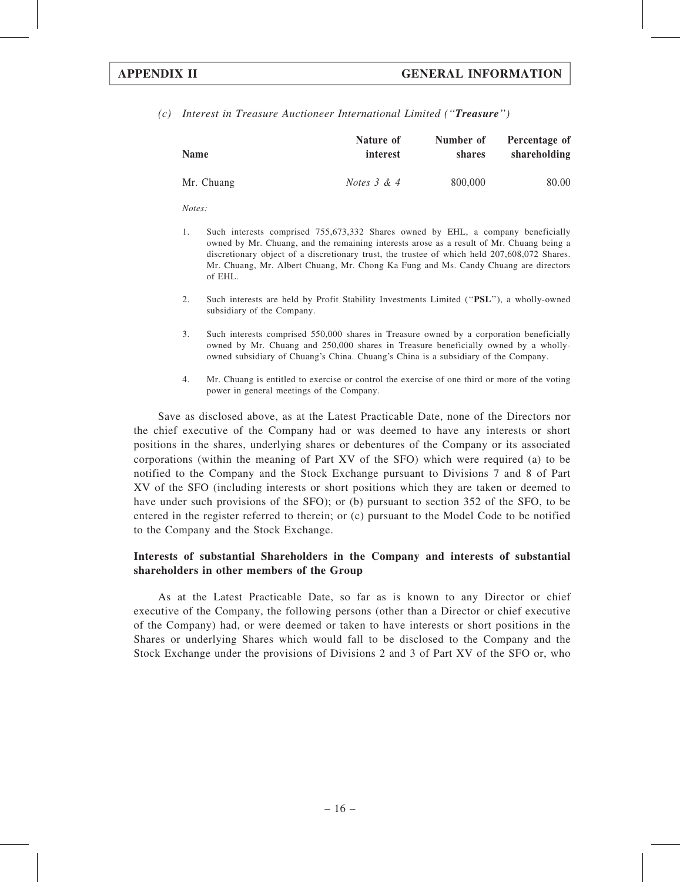*(c) Interest in Treasure Auctioneer International Limited ("**Treasure**")*

| Name | Nature of interest | Number of shares | Percentage of shareholding |
|---|---|---|---|
| Mr. Chuang | *Notes 3 & 4* | 800,000 | 80.00 |

*Notes:*

1. Such interests comprised 755,673,332 Shares owned by EHL, a company beneficially owned by Mr. Chuang, and the remaining interests arose as a result of Mr. Chuang being a discretionary object of a discretionary trust, the trustee of which held 207,608,072 Shares. Mr. Chuang, Mr. Albert Chuang, Mr. Chong Ka Fung and Ms. Candy Chuang are directors of EHL.

2. Such interests are held by Profit Stability Investments Limited ("**PSL**"), a wholly-owned subsidiary of the Company.

3. Such interests comprised 550,000 shares in Treasure owned by a corporation beneficially owned by Mr. Chuang and 250,000 shares in Treasure beneficially owned by a wholly-owned subsidiary of Chuang's China. Chuang's China is a subsidiary of the Company.

4. Mr. Chuang is entitled to exercise or control the exercise of one third or more of the voting power in general meetings of the Company.

Save as disclosed above, as at the Latest Practicable Date, none of the Directors nor the chief executive of the Company had or was deemed to have any interests or short positions in the shares, underlying shares or debentures of the Company or its associated corporations (within the meaning of Part XV of the SFO) which were required (a) to be notified to the Company and the Stock Exchange pursuant to Divisions 7 and 8 of Part XV of the SFO (including interests or short positions which they are taken or deemed to have under such provisions of the SFO); or (b) pursuant to section 352 of the SFO, to be entered in the register referred to therein; or (c) pursuant to the Model Code to be notified to the Company and the Stock Exchange.

### Interests of substantial Shareholders in the Company and interests of substantial shareholders in other members of the Group

As at the Latest Practicable Date, so far as is known to any Director or chief executive of the Company, the following persons (other than a Director or chief executive of the Company) had, or were deemed or taken to have interests or short positions in the Shares or underlying Shares which would fall to be disclosed to the Company and the Stock Exchange under the provisions of Divisions 2 and 3 of Part XV of the SFO or, who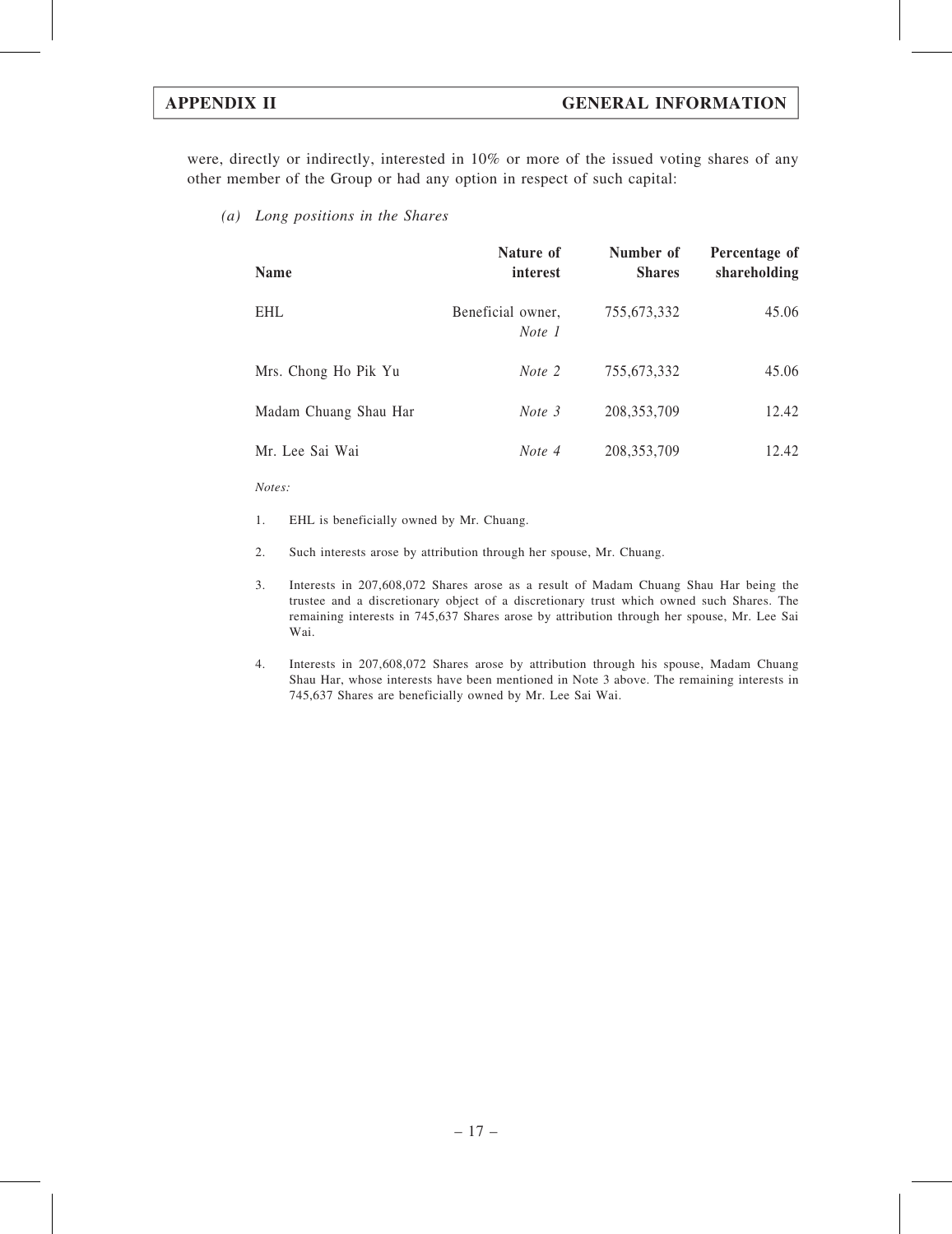were, directly or indirectly, interested in 10% or more of the issued voting shares of any other member of the Group or had any option in respect of such capital:

*(a) Long positions in the Shares*

| Name | Nature of interest | Number of Shares | Percentage of shareholding |
|---|---|---|---|
| EHL | Beneficial owner, *Note 1* | 755,673,332 | 45.06 |
| Mrs. Chong Ho Pik Yu | *Note 2* | 755,673,332 | 45.06 |
| Madam Chuang Shau Har | *Note 3* | 208,353,709 | 12.42 |
| Mr. Lee Sai Wai | *Note 4* | 208,353,709 | 12.42 |

*Notes:*

1. EHL is beneficially owned by Mr. Chuang.

2. Such interests arose by attribution through her spouse, Mr. Chuang.

3. Interests in 207,608,072 Shares arose as a result of Madam Chuang Shau Har being the trustee and a discretionary object of a discretionary trust which owned such Shares. The remaining interests in 745,637 Shares arose by attribution through her spouse, Mr. Lee Sai Wai.

4. Interests in 207,608,072 Shares arose by attribution through his spouse, Madam Chuang Shau Har, whose interests have been mentioned in Note 3 above. The remaining interests in 745,637 Shares are beneficially owned by Mr. Lee Sai Wai.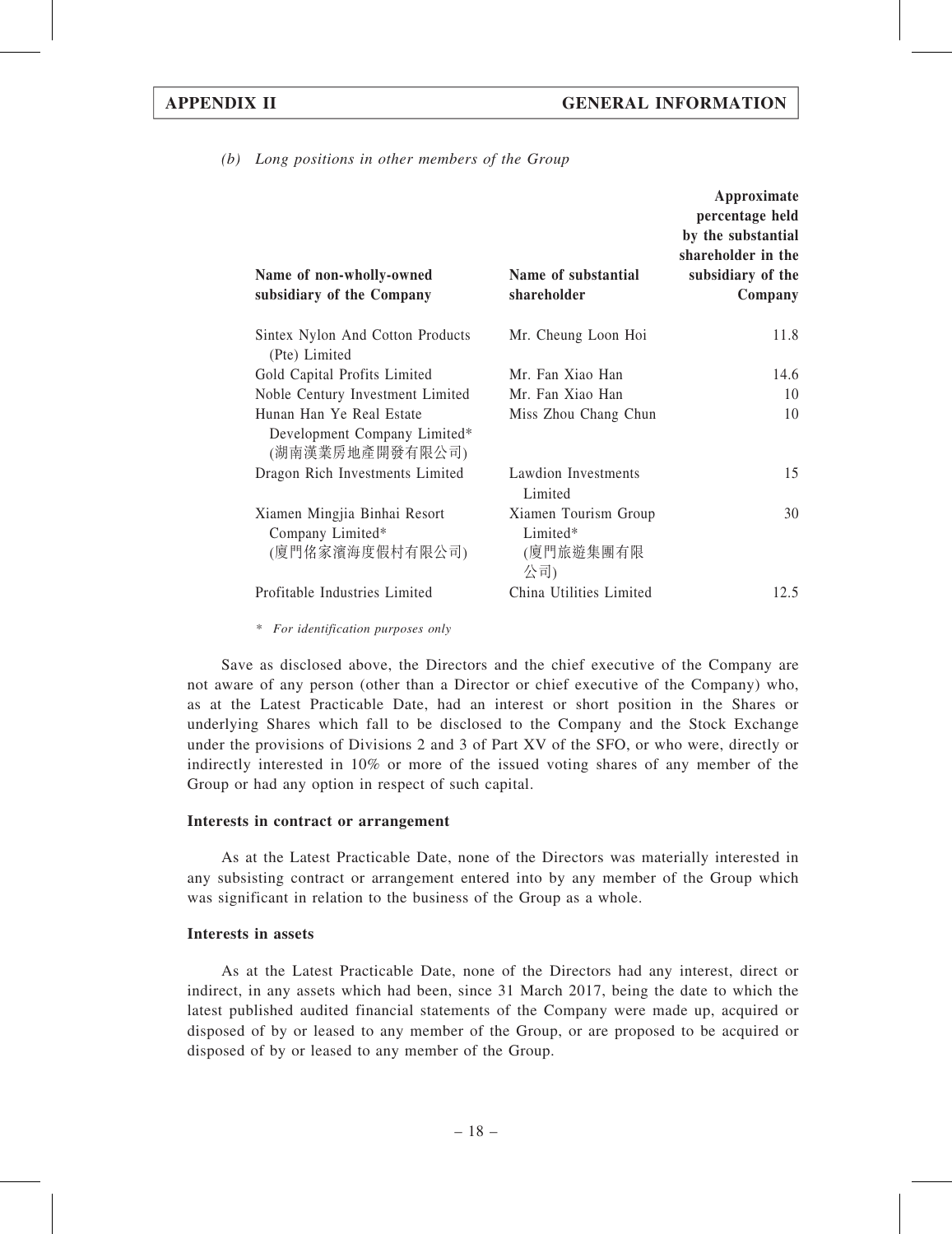*(b) Long positions in other members of the Group*

| Name of non-wholly-owned subsidiary of the Company | Name of substantial shareholder | Approximate percentage held by the substantial shareholder in the subsidiary of the Company |
|---|---|---|
| Sintex Nylon And Cotton Products (Pte) Limited | Mr. Cheung Loon Hoi | 11.8 |
| Gold Capital Profits Limited | Mr. Fan Xiao Han | 14.6 |
| Noble Century Investment Limited | Mr. Fan Xiao Han | 10 |
| Hunan Han Ye Real Estate Development Company Limited* (湖南漢業房地產開發有限公司) | Miss Zhou Chang Chun | 10 |
| Dragon Rich Investments Limited | Lawdion Investments Limited | 15 |
| Xiamen Mingjia Binhai Resort Company Limited* (廈門佲家濱海度假村有限公司) | Xiamen Tourism Group Limited* (廈門旅遊集團有限公司) | 30 |
| Profitable Industries Limited | China Utilities Limited | 12.5 |

\* *For identification purposes only*

Save as disclosed above, the Directors and the chief executive of the Company are not aware of any person (other than a Director or chief executive of the Company) who, as at the Latest Practicable Date, had an interest or short position in the Shares or underlying Shares which fall to be disclosed to the Company and the Stock Exchange under the provisions of Divisions 2 and 3 of Part XV of the SFO, or who were, directly or indirectly interested in 10% or more of the issued voting shares of any member of the Group or had any option in respect of such capital.

**Interests in contract or arrangement**

As at the Latest Practicable Date, none of the Directors was materially interested in any subsisting contract or arrangement entered into by any member of the Group which was significant in relation to the business of the Group as a whole.

**Interests in assets**

As at the Latest Practicable Date, none of the Directors had any interest, direct or indirect, in any assets which had been, since 31 March 2017, being the date to which the latest published audited financial statements of the Company were made up, acquired or disposed of by or leased to any member of the Group, or are proposed to be acquired or disposed of by or leased to any member of the Group.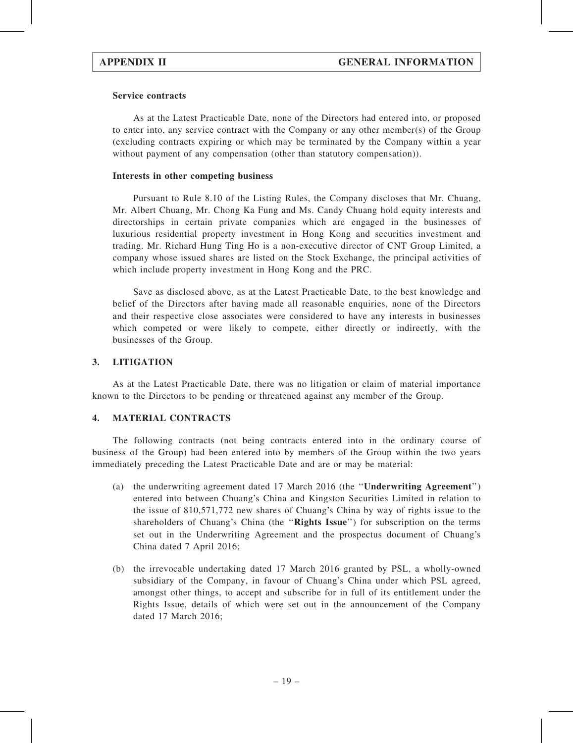#### Service contracts

As at the Latest Practicable Date, none of the Directors had entered into, or proposed to enter into, any service contract with the Company or any other member(s) of the Group (excluding contracts expiring or which may be terminated by the Company within a year without payment of any compensation (other than statutory compensation)).

#### Interests in other competing business

Pursuant to Rule 8.10 of the Listing Rules, the Company discloses that Mr. Chuang, Mr. Albert Chuang, Mr. Chong Ka Fung and Ms. Candy Chuang hold equity interests and directorships in certain private companies which are engaged in the businesses of luxurious residential property investment in Hong Kong and securities investment and trading. Mr. Richard Hung Ting Ho is a non-executive director of CNT Group Limited, a company whose issued shares are listed on the Stock Exchange, the principal activities of which include property investment in Hong Kong and the PRC.

Save as disclosed above, as at the Latest Practicable Date, to the best knowledge and belief of the Directors after having made all reasonable enquiries, none of the Directors and their respective close associates were considered to have any interests in businesses which competed or were likely to compete, either directly or indirectly, with the businesses of the Group.

## 3. LITIGATION

As at the Latest Practicable Date, there was no litigation or claim of material importance known to the Directors to be pending or threatened against any member of the Group.

## 4. MATERIAL CONTRACTS

The following contracts (not being contracts entered into in the ordinary course of business of the Group) had been entered into by members of the Group within the two years immediately preceding the Latest Practicable Date and are or may be material:

(a) the underwriting agreement dated 17 March 2016 (the "**Underwriting Agreement**") entered into between Chuang's China and Kingston Securities Limited in relation to the issue of 810,571,772 new shares of Chuang's China by way of rights issue to the shareholders of Chuang's China (the "**Rights Issue**") for subscription on the terms set out in the Underwriting Agreement and the prospectus document of Chuang's China dated 7 April 2016;

(b) the irrevocable undertaking dated 17 March 2016 granted by PSL, a wholly-owned subsidiary of the Company, in favour of Chuang's China under which PSL agreed, amongst other things, to accept and subscribe for in full of its entitlement under the Rights Issue, details of which were set out in the announcement of the Company dated 17 March 2016;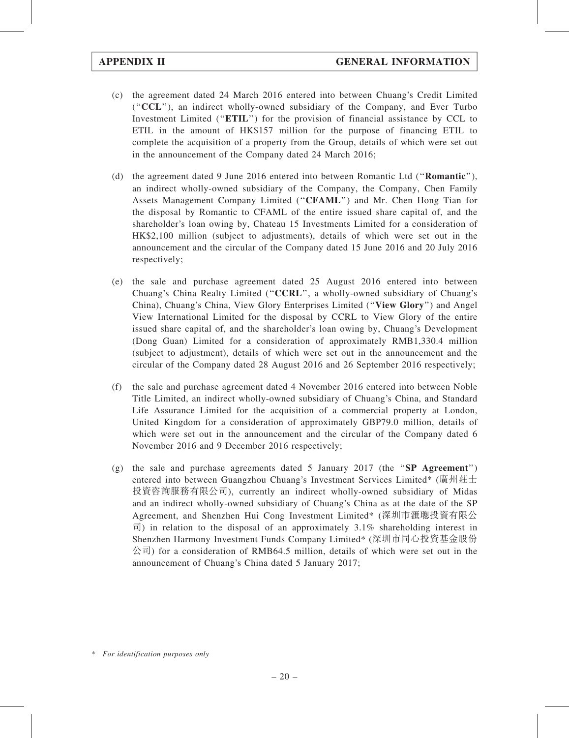(c) the agreement dated 24 March 2016 entered into between Chuang's Credit Limited (''**CCL**''), an indirect wholly-owned subsidiary of the Company, and Ever Turbo Investment Limited (''**ETIL**'') for the provision of financial assistance by CCL to ETIL in the amount of HK$157 million for the purpose of financing ETIL to complete the acquisition of a property from the Group, details of which were set out in the announcement of the Company dated 24 March 2016;

(d) the agreement dated 9 June 2016 entered into between Romantic Ltd (''**Romantic**''), an indirect wholly-owned subsidiary of the Company, the Company, Chen Family Assets Management Company Limited (''**CFAML**'') and Mr. Chen Hong Tian for the disposal by Romantic to CFAML of the entire issued share capital of, and the shareholder's loan owing by, Chateau 15 Investments Limited for a consideration of HK$2,100 million (subject to adjustments), details of which were set out in the announcement and the circular of the Company dated 15 June 2016 and 20 July 2016 respectively;

(e) the sale and purchase agreement dated 25 August 2016 entered into between Chuang's China Realty Limited (''**CCRL**'', a wholly-owned subsidiary of Chuang's China), Chuang's China, View Glory Enterprises Limited (''**View Glory**'') and Angel View International Limited for the disposal by CCRL to View Glory of the entire issued share capital of, and the shareholder's loan owing by, Chuang's Development (Dong Guan) Limited for a consideration of approximately RMB1,330.4 million (subject to adjustment), details of which were set out in the announcement and the circular of the Company dated 28 August 2016 and 26 September 2016 respectively;

(f) the sale and purchase agreement dated 4 November 2016 entered into between Noble Title Limited, an indirect wholly-owned subsidiary of Chuang's China, and Standard Life Assurance Limited for the acquisition of a commercial property at London, United Kingdom for a consideration of approximately GBP79.0 million, details of which were set out in the announcement and the circular of the Company dated 6 November 2016 and 9 December 2016 respectively;

(g) the sale and purchase agreements dated 5 January 2017 (the ''**SP Agreement**'') entered into between Guangzhou Chuang's Investment Services Limited* (廣州莊士投資咨詢服務有限公司), currently an indirect wholly-owned subsidiary of Midas and an indirect wholly-owned subsidiary of Chuang's China as at the date of the SP Agreement, and Shenzhen Hui Cong Investment Limited* (深圳市滙聰投資有限公司) in relation to the disposal of an approximately 3.1% shareholding interest in Shenzhen Harmony Investment Funds Company Limited* (深圳市同心投資基金股份公司) for a consideration of RMB64.5 million, details of which were set out in the announcement of Chuang's China dated 5 January 2017;

\* *For identification purposes only*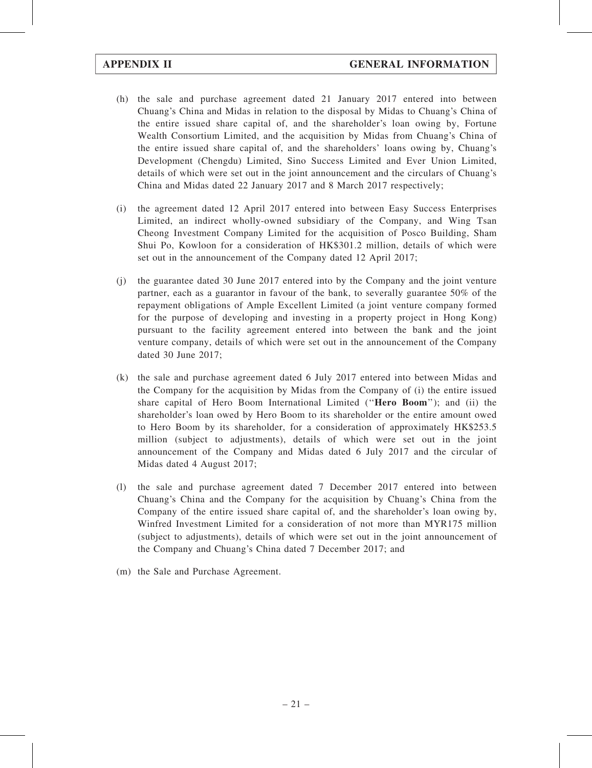(h) the sale and purchase agreement dated 21 January 2017 entered into between Chuang's China and Midas in relation to the disposal by Midas to Chuang's China of the entire issued share capital of, and the shareholder's loan owing by, Fortune Wealth Consortium Limited, and the acquisition by Midas from Chuang's China of the entire issued share capital of, and the shareholders' loans owing by, Chuang's Development (Chengdu) Limited, Sino Success Limited and Ever Union Limited, details of which were set out in the joint announcement and the circulars of Chuang's China and Midas dated 22 January 2017 and 8 March 2017 respectively;

(i) the agreement dated 12 April 2017 entered into between Easy Success Enterprises Limited, an indirect wholly-owned subsidiary of the Company, and Wing Tsan Cheong Investment Company Limited for the acquisition of Posco Building, Sham Shui Po, Kowloon for a consideration of HK$301.2 million, details of which were set out in the announcement of the Company dated 12 April 2017;

(j) the guarantee dated 30 June 2017 entered into by the Company and the joint venture partner, each as a guarantor in favour of the bank, to severally guarantee 50% of the repayment obligations of Ample Excellent Limited (a joint venture company formed for the purpose of developing and investing in a property project in Hong Kong) pursuant to the facility agreement entered into between the bank and the joint venture company, details of which were set out in the announcement of the Company dated 30 June 2017;

(k) the sale and purchase agreement dated 6 July 2017 entered into between Midas and the Company for the acquisition by Midas from the Company of (i) the entire issued share capital of Hero Boom International Limited ("**Hero Boom**"); and (ii) the shareholder's loan owed by Hero Boom to its shareholder or the entire amount owed to Hero Boom by its shareholder, for a consideration of approximately HK$253.5 million (subject to adjustments), details of which were set out in the joint announcement of the Company and Midas dated 6 July 2017 and the circular of Midas dated 4 August 2017;

(l) the sale and purchase agreement dated 7 December 2017 entered into between Chuang's China and the Company for the acquisition by Chuang's China from the Company of the entire issued share capital of, and the shareholder's loan owing by, Winfred Investment Limited for a consideration of not more than MYR175 million (subject to adjustments), details of which were set out in the joint announcement of the Company and Chuang's China dated 7 December 2017; and

(m) the Sale and Purchase Agreement.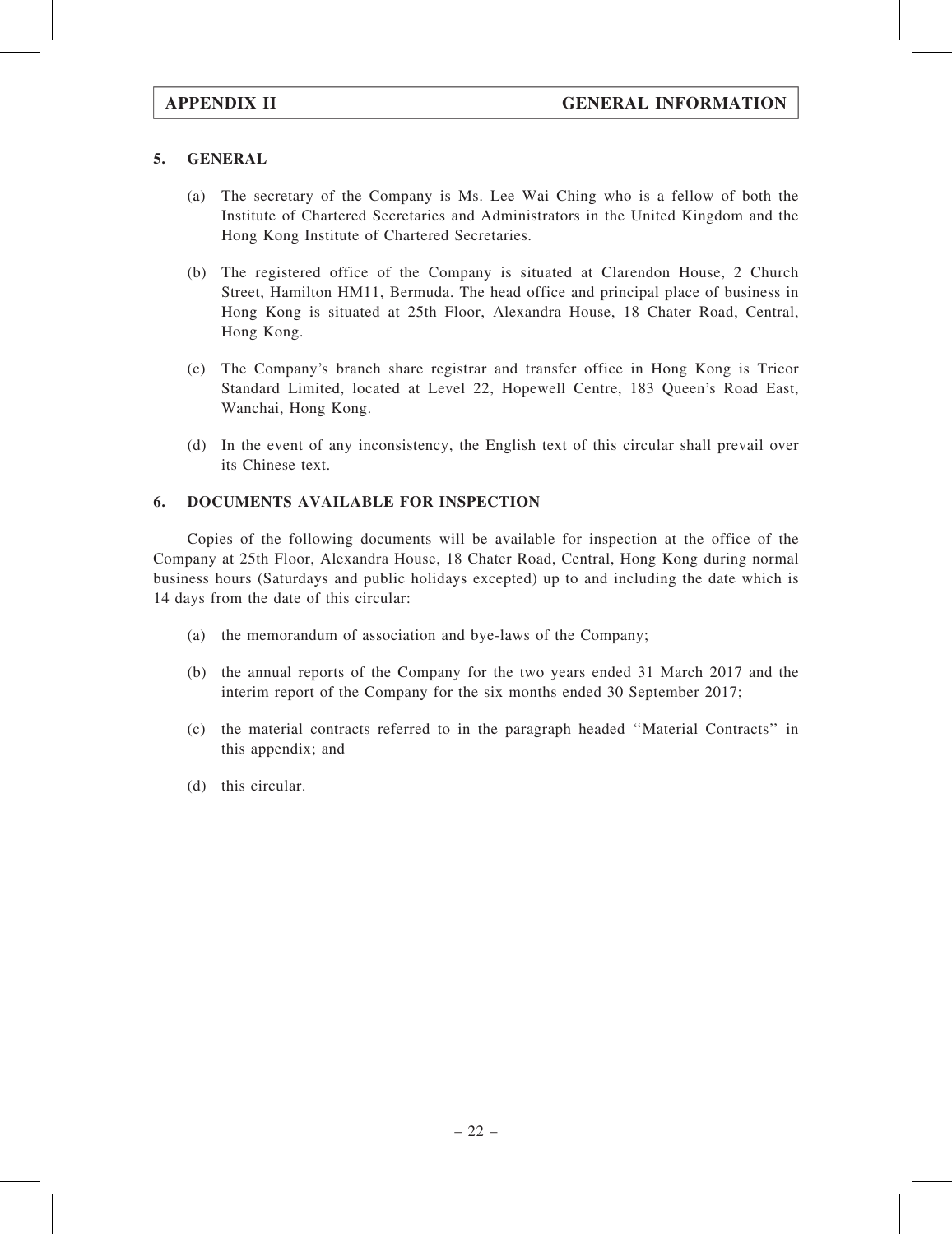## 5. GENERAL

(a) The secretary of the Company is Ms. Lee Wai Ching who is a fellow of both the Institute of Chartered Secretaries and Administrators in the United Kingdom and the Hong Kong Institute of Chartered Secretaries.

(b) The registered office of the Company is situated at Clarendon House, 2 Church Street, Hamilton HM11, Bermuda. The head office and principal place of business in Hong Kong is situated at 25th Floor, Alexandra House, 18 Chater Road, Central, Hong Kong.

(c) The Company's branch share registrar and transfer office in Hong Kong is Tricor Standard Limited, located at Level 22, Hopewell Centre, 183 Queen's Road East, Wanchai, Hong Kong.

(d) In the event of any inconsistency, the English text of this circular shall prevail over its Chinese text.

## 6. DOCUMENTS AVAILABLE FOR INSPECTION

Copies of the following documents will be available for inspection at the office of the Company at 25th Floor, Alexandra House, 18 Chater Road, Central, Hong Kong during normal business hours (Saturdays and public holidays excepted) up to and including the date which is 14 days from the date of this circular:

(a) the memorandum of association and bye-laws of the Company;

(b) the annual reports of the Company for the two years ended 31 March 2017 and the interim report of the Company for the six months ended 30 September 2017;

(c) the material contracts referred to in the paragraph headed "Material Contracts" in this appendix; and

(d) this circular.